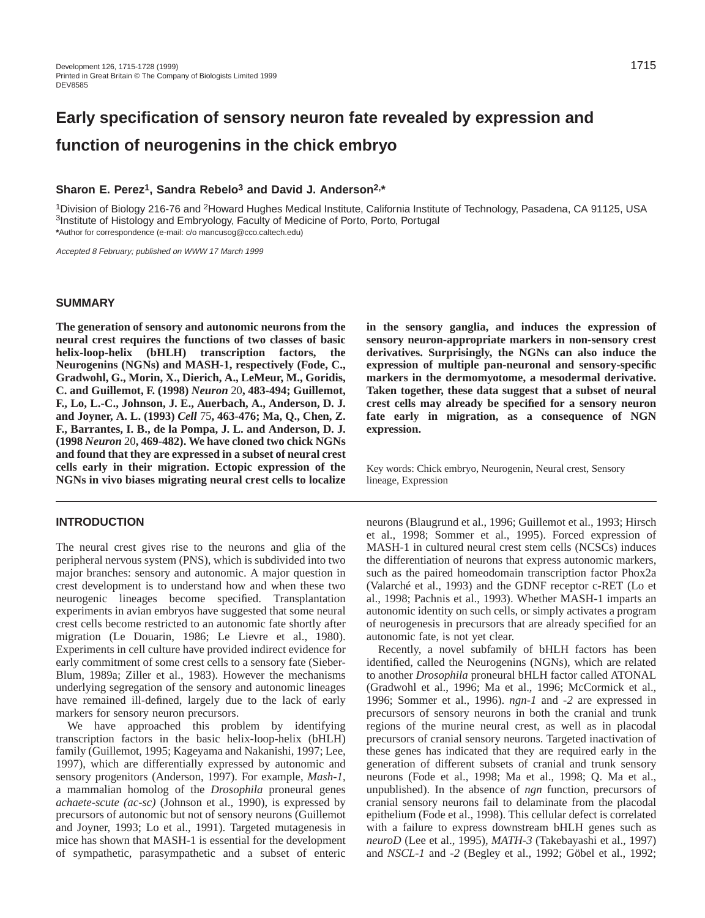# Early specification of sensory neuron fate revealed by expression and function of neurogenins in the chick embryo

**Sharon E. Perez[1], Sandra Rebelo[3] and David J. Anderson[2,*]**

[1]Division of Biology 216-76 and [2]Howard Hughes Medical Institute, California Institute of Technology, Pasadena, CA 91125, USA
[3]Institute of Histology and Embryology, Faculty of Medicine of Porto, Porto, Portugal
*Author for correspondence (e-mail: c/o mancusog@cco.caltech.edu)

*Accepted 8 February; published on WWW 17 March 1999*

## SUMMARY

**The generation of sensory and autonomic neurons from the neural crest requires the functions of two classes of basic helix-loop-helix (bHLH) transcription factors, the Neurogenins (NGNs) and MASH-1, respectively (Fode, C., Gradwohl, G., Morin, X., Dierich, A., LeMeur, M., Goridis, C. and Guillemot, F. (1998) *Neuron* 20, 483-494; Guillemot, F., Lo, L.-C., Johnson, J. E., Auerbach, A., Anderson, D. J. and Joyner, A. L. (1993) *Cell* 75, 463-476; Ma, Q., Chen, Z. F., Barrantes, I. B., de la Pompa, J. L. and Anderson, D. J. (1998 *Neuron* 20, 469-482). We have cloned two chick NGNs and found that they are expressed in a subset of neural crest cells early in their migration. Ectopic expression of the NGNs in vivo biases migrating neural crest cells to localize in the sensory ganglia, and induces the expression of sensory neuron-appropriate markers in non-sensory crest derivatives. Surprisingly, the NGNs can also induce the expression of multiple pan-neuronal and sensory-specific markers in the dermomyotome, a mesodermal derivative. Taken together, these data suggest that a subset of neural crest cells may already be specified for a sensory neuron fate early in migration, as a consequence of NGN expression.**

Key words: Chick embryo, Neurogenin, Neural crest, Sensory lineage, Expression

## INTRODUCTION

The neural crest gives rise to the neurons and glia of the peripheral nervous system (PNS), which is subdivided into two major branches: sensory and autonomic. A major question in crest development is to understand how and when these two neurogenic lineages become specified. Transplantation experiments in avian embryos have suggested that some neural crest cells become restricted to an autonomic fate shortly after migration (Le Douarin, 1986; Le Lievre et al., 1980). Experiments in cell culture have provided indirect evidence for early commitment of some crest cells to a sensory fate (Sieber-Blum, 1989a; Ziller et al., 1983). However the mechanisms underlying segregation of the sensory and autonomic lineages have remained ill-defined, largely due to the lack of early markers for sensory neuron precursors.

We have approached this problem by identifying transcription factors in the basic helix-loop-helix (bHLH) family (Guillemot, 1995; Kageyama and Nakanishi, 1997; Lee, 1997), which are differentially expressed by autonomic and sensory progenitors (Anderson, 1997). For example, *Mash-1*, a mammalian homolog of the *Drosophila* proneural genes *achaete-scute (ac-sc)* (Johnson et al., 1990), is expressed by precursors of autonomic but not of sensory neurons (Guillemot and Joyner, 1993; Lo et al., 1991). Targeted mutagenesis in mice has shown that MASH-1 is essential for the development of sympathetic, parasympathetic and a subset of enteric neurons (Blaugrund et al., 1996; Guillemot et al., 1993; Hirsch et al., 1998; Sommer et al., 1995). Forced expression of MASH-1 in cultured neural crest stem cells (NCSCs) induces the differentiation of neurons that express autonomic markers, such as the paired homeodomain transcription factor Phox2a (Valarché et al., 1993) and the GDNF receptor c-RET (Lo et al., 1998; Pachnis et al., 1993). Whether MASH-1 imparts an autonomic identity on such cells, or simply activates a program of neurogenesis in precursors that are already specified for an autonomic fate, is not yet clear.

Recently, a novel subfamily of bHLH factors has been identified, called the Neurogenins (NGNs), which are related to another *Drosophila* proneural bHLH factor called ATONAL (Gradwohl et al., 1996; Ma et al., 1996; McCormick et al., 1996; Sommer et al., 1996). *ngn-1* and *-2* are expressed in precursors of sensory neurons in both the cranial and trunk regions of the murine neural crest, as well as in placodal precursors of cranial sensory neurons. Targeted inactivation of these genes has indicated that they are required early in the generation of different subsets of cranial and trunk sensory neurons (Fode et al., 1998; Ma et al., 1998; Q. Ma et al., unpublished). In the absence of *ngn* function, precursors of cranial sensory neurons fail to delaminate from the placodal epithelium (Fode et al., 1998). This cellular defect is correlated with a failure to express downstream bHLH genes such as *neuroD* (Lee et al., 1995), *MATH-3* (Takebayashi et al., 1997) and *NSCL-1* and *-2* (Begley et al., 1992; Göbel et al., 1992;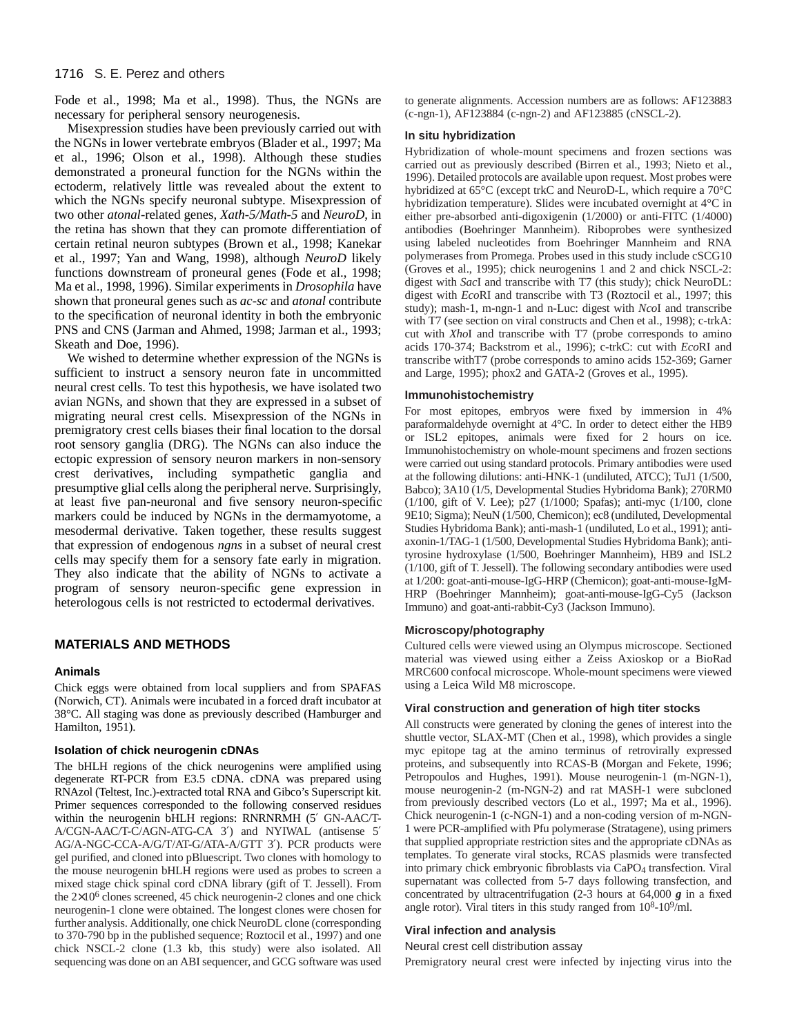Fode et al., 1998; Ma et al., 1998). Thus, the NGNs are necessary for peripheral sensory neurogenesis.

Misexpression studies have been previously carried out with the NGNs in lower vertebrate embryos (Blader et al., 1997; Ma et al., 1996; Olson et al., 1998). Although these studies demonstrated a proneural function for the NGNs within the ectoderm, relatively little was revealed about the extent to which the NGNs specify neuronal subtype. Misexpression of two other *atonal*-related genes, *Xath-5/Math-5* and *NeuroD*, in the retina has shown that they can promote differentiation of certain retinal neuron subtypes (Brown et al., 1998; Kanekar et al., 1997; Yan and Wang, 1998), although *NeuroD* likely functions downstream of proneural genes (Fode et al., 1998; Ma et al., 1998, 1996). Similar experiments in *Drosophila* have shown that proneural genes such as *ac-sc* and *atonal* contribute to the specification of neuronal identity in both the embryonic PNS and CNS (Jarman and Ahmed, 1998; Jarman et al., 1993; Skeath and Doe, 1996).

We wished to determine whether expression of the NGNs is sufficient to instruct a sensory neuron fate in uncommitted neural crest cells. To test this hypothesis, we have isolated two avian NGNs, and shown that they are expressed in a subset of migrating neural crest cells. Misexpression of the NGNs in premigratory crest cells biases their final location to the dorsal root sensory ganglia (DRG). The NGNs can also induce the ectopic expression of sensory neuron markers in non-sensory crest derivatives, including sympathetic ganglia and presumptive glial cells along the peripheral nerve. Surprisingly, at least five pan-neuronal and five sensory neuron-specific markers could be induced by NGNs in the dermamyotome, a mesodermal derivative. Taken together, these results suggest that expression of endogenous *ngns* in a subset of neural crest cells may specify them for a sensory fate early in migration. They also indicate that the ability of NGNs to activate a program of sensory neuron-specific gene expression in heterologous cells is not restricted to ectodermal derivatives.

## MATERIALS AND METHODS

### Animals

Chick eggs were obtained from local suppliers and from SPAFAS (Norwich, CT). Animals were incubated in a forced draft incubator at 38°C. All staging was done as previously described (Hamburger and Hamilton, 1951).

### Isolation of chick neurogenin cDNAs

The bHLH regions of the chick neurogenins were amplified using degenerate RT-PCR from E3.5 cDNA. cDNA was prepared using RNAzol (Teltest, Inc.)-extracted total RNA and Gibco's Superscript kit. Primer sequences corresponded to the following conserved residues within the neurogenin bHLH regions: RNRNRMH (5′ GN-AAC/T-A/CGN-AAC/T-C/AGN-ATG-CA 3′) and NYIWAL (antisense 5′ AG/A-NGC-CCA-A/G/T/AT-G/ATA-A/GTT 3′). PCR products were gel purified, and cloned into pBluescript. Two clones with homology to the mouse neurogenin bHLH regions were used as probes to screen a mixed stage chick spinal cord cDNA library (gift of T. Jessell). From the $2\times10^6$ clones screened, 45 chick neurogenin-2 clones and one chick neurogenin-1 clone were obtained. The longest clones were chosen for further analysis. Additionally, one chick NeuroDL clone (corresponding to 370-790 bp in the published sequence; Roztocil et al., 1997) and one chick NSCL-2 clone (1.3 kb, this study) were also isolated. All sequencing was done on an ABI sequencer, and GCG software was used to generate alignments. Accession numbers are as follows: AF123883 (c-ngn-1), AF123884 (c-ngn-2) and AF123885 (cNSCL-2).

### In situ hybridization

Hybridization of whole-mount specimens and frozen sections was carried out as previously described (Birren et al., 1993; Nieto et al., 1996). Detailed protocols are available upon request. Most probes were hybridized at 65°C (except trkC and NeuroD-L, which require a 70°C hybridization temperature). Slides were incubated overnight at 4°C in either pre-absorbed anti-digoxigenin (1/2000) or anti-FITC (1/4000) antibodies (Boehringer Mannheim). Riboprobes were synthesized using labeled nucleotides from Boehringer Mannheim and RNA polymerases from Promega. Probes used in this study include cSCG10 (Groves et al., 1995); chick neurogenins 1 and 2 and chick NSCL-2: digest with *Sac*I and transcribe with T7 (this study); chick NeuroDL: digest with *Eco*RI and transcribe with T3 (Roztocil et al., 1997; this study); mash-1, m-ngn-1 and n-Luc: digest with *Nco*I and transcribe with T7 (see section on viral constructs and Chen et al., 1998); c-trkA: cut with *Xho*I and transcribe with T7 (probe corresponds to amino acids 170-374; Backstrom et al., 1996); c-trkC: cut with *Eco*RI and transcribe withT7 (probe corresponds to amino acids 152-369; Garner and Large, 1995); phox2 and GATA-2 (Groves et al., 1995).

### Immunohistochemistry

For most epitopes, embryos were fixed by immersion in 4% paraformaldehyde overnight at 4°C. In order to detect either the HB9 or ISL2 epitopes, animals were fixed for 2 hours on ice. Immunohistochemistry on whole-mount specimens and frozen sections were carried out using standard protocols. Primary antibodies were used at the following dilutions: anti-HNK-1 (undiluted, ATCC); TuJ1 (1/500, Babco); 3A10 (1/5, Developmental Studies Hybridoma Bank); 270RM0 (1/100, gift of V. Lee); p27 (1/1000; Spafas); anti-myc (1/100, clone 9E10; Sigma); NeuN (1/500, Chemicon); ec8 (undiluted, Developmental Studies Hybridoma Bank); anti-mash-1 (undiluted, Lo et al., 1991); anti-axonin-1/TAG-1 (1/500, Developmental Studies Hybridoma Bank); anti-tyrosine hydroxylase (1/500, Boehringer Mannheim), HB9 and ISL2 (1/100, gift of T. Jessell). The following secondary antibodies were used at 1/200: goat-anti-mouse-IgG-HRP (Chemicon); goat-anti-mouse-IgM-HRP (Boehringer Mannheim); goat-anti-mouse-IgG-Cy5 (Jackson Immuno) and goat-anti-rabbit-Cy3 (Jackson Immuno).

### Microscopy/photography

Cultured cells were viewed using an Olympus microscope. Sectioned material was viewed using either a Zeiss Axioskop or a BioRad MRC600 confocal microscope. Whole-mount specimens were viewed using a Leica Wild M8 microscope.

### Viral construction and generation of high titer stocks

All constructs were generated by cloning the genes of interest into the shuttle vector, SLAX-MT (Chen et al., 1998), which provides a single myc epitope tag at the amino terminus of retrovirally expressed proteins, and subsequently into RCAS-B (Morgan and Fekete, 1996; Petropoulos and Hughes, 1991). Mouse neurogenin-1 (m-NGN-1), mouse neurogenin-2 (m-NGN-2) and rat MASH-1 were subcloned from previously described vectors (Lo et al., 1997; Ma et al., 1996). Chick neurogenin-1 (c-NGN-1) and a non-coding version of m-NGN-1 were PCR-amplified with Pfu polymerase (Stratagene), using primers that supplied appropriate restriction sites and the appropriate cDNAs as templates. To generate viral stocks, RCAS plasmids were transfected into primary chick embryonic fibroblasts via $CaPO_4$ transfection. Viral supernatant was collected from 5-7 days following transfection, and concentrated by ultracentrifugation (2-3 hours at 64,000 ***g*** in a fixed angle rotor). Viral titers in this study ranged from $10^8$-$10^9$/ml.

### Viral infection and analysis

#### Neural crest cell distribution assay

Premigratory neural crest were infected by injecting virus into the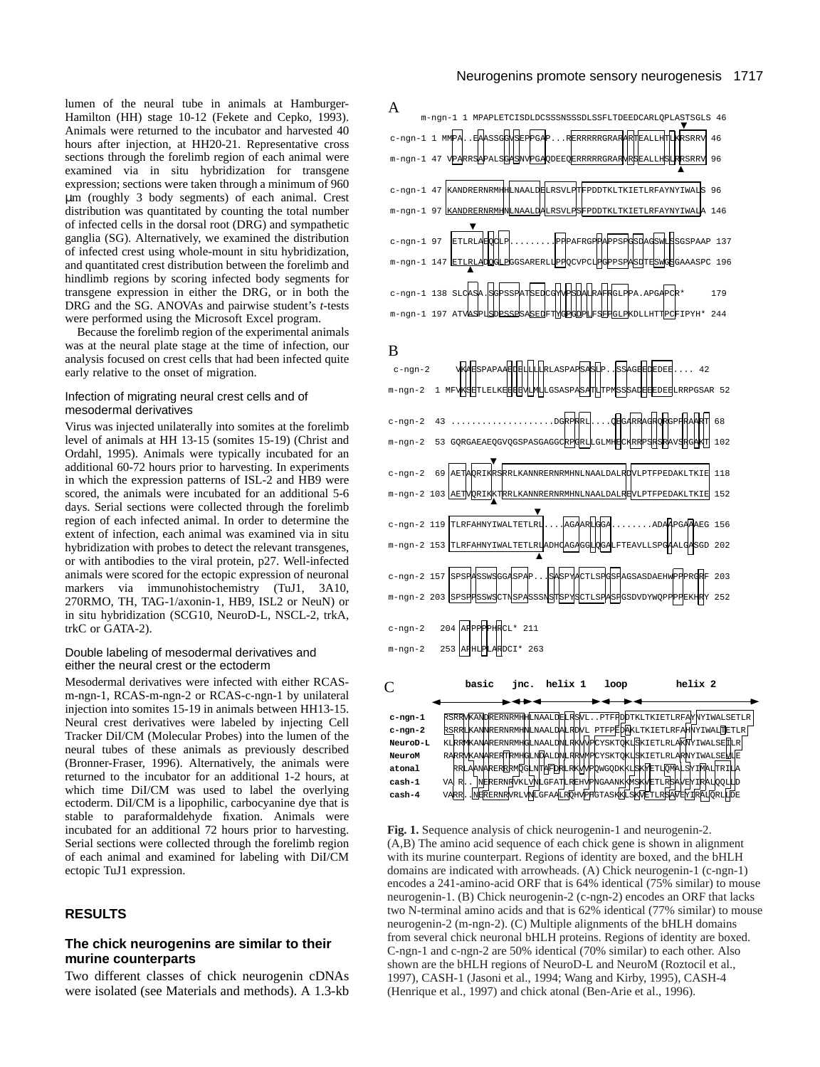lumen of the neural tube in animals at Hamburger-Hamilton (HH) stage 10-12 (Fekete and Cepko, 1993). Animals were returned to the incubator and harvested 40 hours after injection, at HH20-21. Representative cross sections through the forelimb region of each animal were examined via in situ hybridization for transgene expression; sections were taken through a minimum of 960 μm (roughly 3 body segments) of each animal. Crest distribution was quantitated by counting the total number of infected cells in the dorsal root (DRG) and sympathetic ganglia (SG). Alternatively, we examined the distribution of infected crest using whole-mount in situ hybridization, and quantitated crest distribution between the forelimb and hindlimb regions by scoring infected body segments for transgene expression in either the DRG, or in both the DRG and the SG. ANOVAs and pairwise student's *t*-tests were performed using the Microsoft Excel program.

Because the forelimb region of the experimental animals was at the neural plate stage at the time of infection, our analysis focused on crest cells that had been infected quite early relative to the onset of migration.

### Infection of migrating neural crest cells and of mesodermal derivatives

Virus was injected unilaterally into somites at the forelimb level of animals at HH 13-15 (somites 15-19) (Christ and Ordahl, 1995). Animals were typically incubated for an additional 60-72 hours prior to harvesting. In experiments in which the expression patterns of ISL-2 and HB9 were scored, the animals were incubated for an additional 5-6 days. Serial sections were collected through the forelimb region of each infected animal. In order to determine the extent of infection, each animal was examined via in situ hybridization with probes to detect the relevant transgenes, or with antibodies to the viral protein, p27. Well-infected animals were scored for the ectopic expression of neuronal markers via immunohistochemistry (TuJ1, 3A10, 270RMO, TH, TAG-1/axonin-1, HB9, ISL2 or NeuN) or in situ hybridization (SCG10, NeuroD-L, NSCL-2, trkA, trkC or GATA-2).

### Double labeling of mesodermal derivatives and either the neural crest or the ectoderm

Mesodermal derivatives were infected with either RCAS-m-ngn-1, RCAS-m-ngn-2 or RCAS-c-ngn-1 by unilateral injection into somites 15-19 in animals between HH13-15. Neural crest derivatives were labeled by injecting Cell Tracker DiI/CM (Molecular Probes) into the lumen of the neural tubes of these animals as previously described (Bronner-Fraser, 1996). Alternatively, the animals were returned to the incubator for an additional 1-2 hours, at which time DiI/CM was used to label the overlying ectoderm. DiI/CM is a lipophilic, carbocyanine dye that is stable to paraformaldehyde fixation. Animals were incubated for an additional 72 hours prior to harvesting. Serial sections were collected through the forelimb region of each animal and examined for labeling with DiI/CM ectopic TuJ1 expression.

## RESULTS

### The chick neurogenins are similar to their murine counterparts

Two different classes of chick neurogenin cDNAs were isolated (see Materials and methods). A 1.3-kb

A

```
      m-ngn-1 1 MPAPLETCISDLDCSSSNSSSDLSSFLTDEEDCARLQPLASTSGLS 46
c-ngn-1 1 MMPA..EAASSGGVSEPPGAP...RERRRRRGRARARTEALLHTLKRSRRV 46
m-ngn-1 47 VPARRSAPALSGASNVPGAQDEEQERRRRRGRARVRSEALLHSLRRSRRV 96

c-ngn-1 47 KANDRERNRMHHLNAALDELRSVLPTFPDDTKLTKIETLRFAYNYIWALS 96
m-ngn-1 97 KANDRERNRMHNLNAALDALRSVLPSFPDDTKLTKIETLRFAYNYIWALA 146

c-ngn-1 97  ETLRLAEQCLP.........PPPAFRGPPAPPSPGSDAGSWLSSGSPAAP 137
m-ngn-1 147 ETLRLADQGLPGGSARERLLPPQCVPCLPGPPSPASDTESWGSGAAASPC 196

c-ngn-1 138 SLCASA.SGPSSPATSEDCGYVPSDALRAFRGLPPA.APGAPCR*     179
m-ngn-1 197 ATVASPLSDPSSPSASEDFTYGPGDPLFSFPGLPKDLLHTTPCFIPYH* 244
```

B

```
 c-ngn-2     VKAESPAPAAEDELLLLRLASPAPSASLP..SSAGEEDEDEE.... 42
m-ngn-2  1 MFVKSETLELKEEEEVLMLLGSASPASATLTPMSSSADEEEDEELRRPGSAR 52

c-ngn-2  43 ....................DGRPRRL....QEGARRAGRQRGPPRAART 68
m-ngn-2  53 GQRGAEAEQGVQGSPASGAGGCRPGRLLGLMHECKRRPSRSRAVSRGAKT 102

c-ngn-2  69 AETAQRIKRSRRLKANNRERNRMHNLNAALDALRDVLPTFPEDAKLTKIE 118
m-ngn-2 103 AETVQRIKKTRRLKANNRERNRMHNLNAALDALREVLPTFPEDAKLTKIE 152

c-ngn-2 119 TLRFAHNYIWALTETLRL....AGAARLGGA........ADAAPGAAAEG 156
m-ngn-2 153 TLRFAHNYIWALTETLRLADHCAGAGGLQGALFTEAVLLSPGAALGASGD 202

c-ngn-2 157 SPSPASSWSGGASPAP...SASPYACTLSPGSPAGSASDAEHWPPPRGRF 203
m-ngn-2 203 SPSPPSSWSCTNSPASSSNSTSPYSCTLSPASPGSDVDYWQPPPPEKHRY 252

c-ngn-2   204 APPPPHRCL* 211
m-ngn-2   253 APHLPLARDCI* 263
```

C

```
            basic    jnc.  helix 1    loop        helix 2
c-ngn-1   RSRRVKANDRERNRMHHLNAALDELRSVL..PTFPDDTKLTKIETLRFAYNYIWALSETLR
c-ngn-2   RSRRLKANNRERNRMHNLNAALDALRDVL PTFPEDAKLTKIETLRFAHNYIWALTETLR
NeuroD-L  KLRRMKANARERNRMHGLNAALDNLRKVVPCYSKTQKLSKIETLRLAKNYIWALSEILR
NeuroM    RARRMKANARERTRMHGLNDALDNLRRVMPCYSKTQKLSKIETLRLARNYIWALSEVLE
atonal      RRLAANARERRRMQGLNTAFDRLRKVVPQWGQDKKLSKYETLQMALSYIMALTRILA
cash-1    VA R.. NERERNRVKLVNLGFATLREHVPNGAANKKMSKVETLRSAVEYIRALQQLLD
cash-4    VARR..NERERNRVRLVNLGFAALRQHVPHGTASKKLSKVETLRSAVEYIRALQRLLDE
```

**Fig. 1.** Sequence analysis of chick neurogenin-1 and neurogenin-2. (A,B) The amino acid sequence of each chick gene is shown in alignment with its murine counterpart. Regions of identity are boxed, and the bHLH domains are indicated with arrowheads. (A) Chick neurogenin-1 (c-ngn-1) encodes a 241-amino-acid ORF that is 64% identical (75% similar) to mouse neurogenin-1. (B) Chick neurogenin-2 (c-ngn-2) encodes an ORF that lacks two N-terminal amino acids and that is 62% identical (77% similar) to mouse neurogenin-2 (m-ngn-2). (C) Multiple alignments of the bHLH domains from several chick neuronal bHLH proteins. Regions of identity are boxed. C-ngn-1 and c-ngn-2 are 50% identical (70% similar) to each other. Also shown are the bHLH regions of NeuroD-L and NeuroM (Roztocil et al., 1997), CASH-1 (Jasoni et al., 1994; Wang and Kirby, 1995), CASH-4 (Henrique et al., 1997) and chick atonal (Ben-Arie et al., 1996).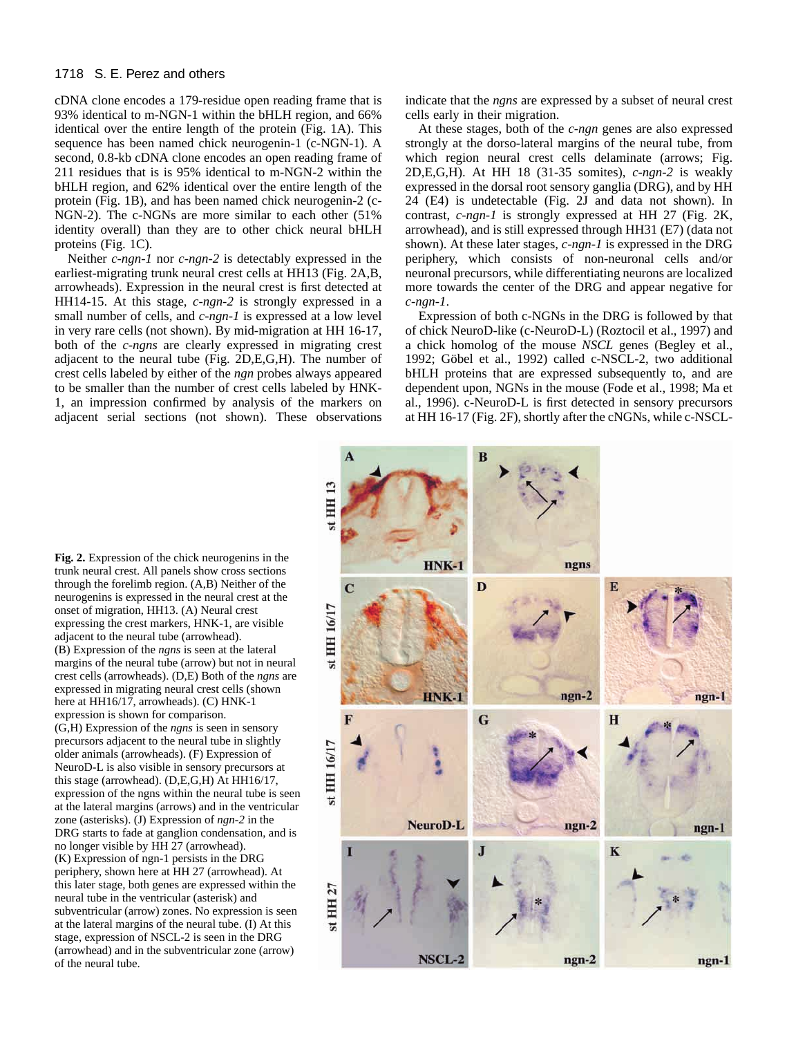cDNA clone encodes a 179-residue open reading frame that is 93% identical to m-NGN-1 within the bHLH region, and 66% identical over the entire length of the protein (Fig. 1A). This sequence has been named chick neurogenin-1 (c-NGN-1). A second, 0.8-kb cDNA clone encodes an open reading frame of 211 residues that is is 95% identical to m-NGN-2 within the bHLH region, and 62% identical over the entire length of the protein (Fig. 1B), and has been named chick neurogenin-2 (c-NGN-2). The c-NGNs are more similar to each other (51% identity overall) than they are to other chick neural bHLH proteins (Fig. 1C).

Neither *c-ngn-1* nor *c-ngn-2* is detectably expressed in the earliest-migrating trunk neural crest cells at HH13 (Fig. 2A,B, arrowheads). Expression in the neural crest is first detected at HH14-15. At this stage, *c-ngn-2* is strongly expressed in a small number of cells, and *c-ngn-1* is expressed at a low level in very rare cells (not shown). By mid-migration at HH 16-17, both of the *c-ngns* are clearly expressed in migrating crest adjacent to the neural tube (Fig. 2D,E,G,H). The number of crest cells labeled by either of the *ngn* probes always appeared to be smaller than the number of crest cells labeled by HNK-1, an impression confirmed by analysis of the markers on adjacent serial sections (not shown). These observations indicate that the *ngns* are expressed by a subset of neural crest cells early in their migration.

At these stages, both of the *c-ngn* genes are also expressed strongly at the dorso-lateral margins of the neural tube, from which region neural crest cells delaminate (arrows; Fig. 2D,E,G,H). At HH 18 (31-35 somites), *c-ngn-2* is weakly expressed in the dorsal root sensory ganglia (DRG), and by HH 24 (E4) is undetectable (Fig. 2J and data not shown). In contrast, *c-ngn-1* is strongly expressed at HH 27 (Fig. 2K, arrowhead), and is still expressed through HH31 (E7) (data not shown). At these later stages, *c-ngn-1* is expressed in the DRG periphery, which consists of non-neuronal cells and/or neuronal precursors, while differentiating neurons are localized more towards the center of the DRG and appear negative for *c-ngn-1*.

Expression of both c-NGNs in the DRG is followed by that of chick NeuroD-like (c-NeuroD-L) (Roztocil et al., 1997) and a chick homolog of the mouse *NSCL* genes (Begley et al., 1992; Göbel et al., 1992) called c-NSCL-2, two additional bHLH proteins that are expressed subsequently to, and are dependent upon, NGNs in the mouse (Fode et al., 1998; Ma et al., 1996). c-NeuroD-L is first detected in sensory precursors at HH 16-17 (Fig. 2F), shortly after the cNGNs, while c-NSCL-

**Fig. 2.** Expression of the chick neurogenins in the trunk neural crest. All panels show cross sections through the forelimb region. (A,B) Neither of the neurogenins is expressed in the neural crest at the onset of migration, HH13. (A) Neural crest expressing the crest markers, HNK-1, are visible adjacent to the neural tube (arrowhead). (B) Expression of the *ngns* is seen at the lateral margins of the neural tube (arrow) but not in neural crest cells (arrowheads). (D,E) Both of the *ngns* are expressed in migrating neural crest cells (shown here at HH16/17, arrowheads). (C) HNK-1 expression is shown for comparison. (G,H) Expression of the *ngns* is seen in sensory precursors adjacent to the neural tube in slightly older animals (arrowheads). (F) Expression of NeuroD-L is also visible in sensory precursors at this stage (arrowhead). (D,E,G,H) At HH16/17, expression of the ngns within the neural tube is seen at the lateral margins (arrows) and in the ventricular zone (asterisks). (J) Expression of *ngn-2* in the DRG starts to fade at ganglion condensation, and is no longer visible by HH 27 (arrowhead). (K) Expression of ngn-1 persists in the DRG periphery, shown here at HH 27 (arrowhead). At this later stage, both genes are expressed within the neural tube in the ventricular (asterisk) and subventricular (arrow) zones. No expression is seen at the lateral margins of the neural tube. (I) At this stage, expression of NSCL-2 is seen in the DRG (arrowhead) and in the subventricular zone (arrow) of the neural tube.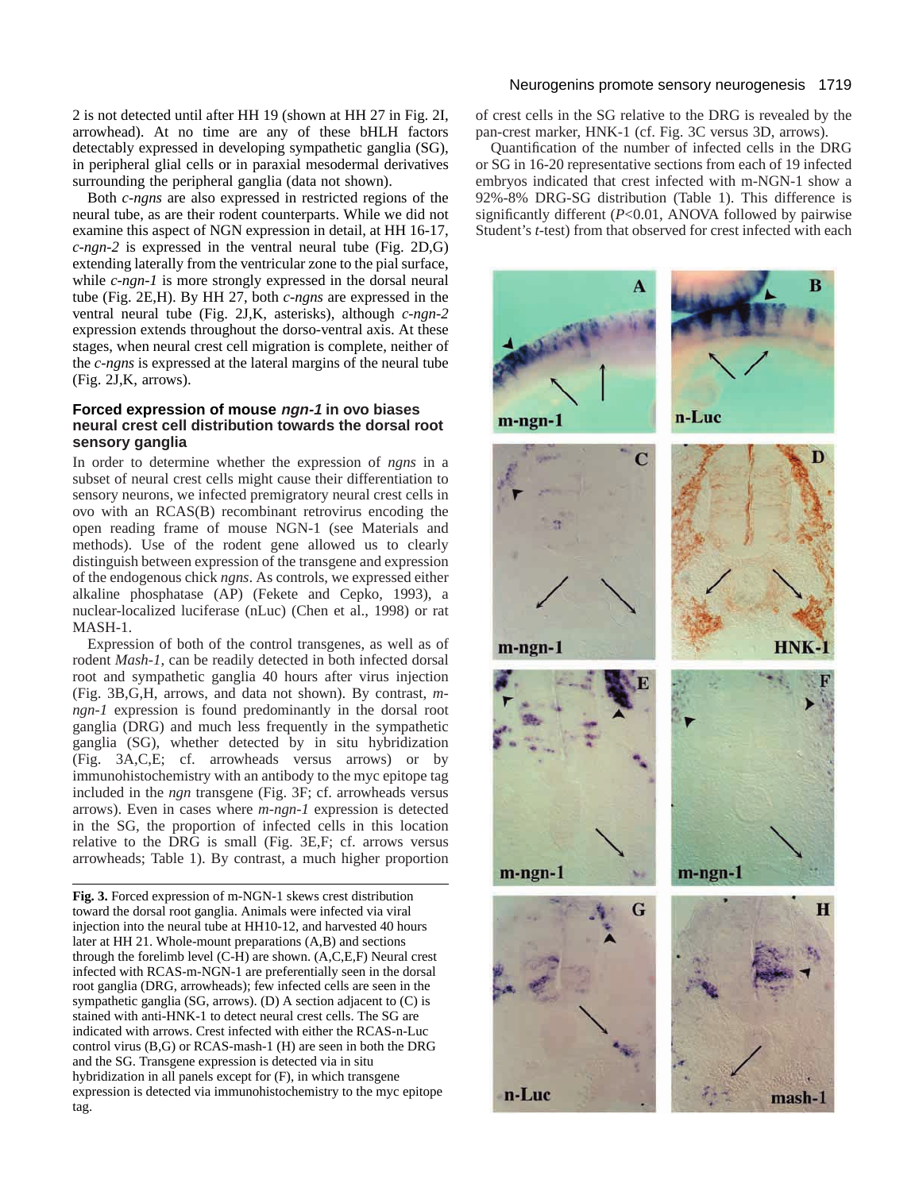2 is not detected until after HH 19 (shown at HH 27 in Fig. 2I, arrowhead). At no time are any of these bHLH factors detectably expressed in developing sympathetic ganglia (SG), in peripheral glial cells or in paraxial mesodermal derivatives surrounding the peripheral ganglia (data not shown).

Both *c-ngns* are also expressed in restricted regions of the neural tube, as are their rodent counterparts. While we did not examine this aspect of NGN expression in detail, at HH 16-17, *c-ngn-2* is expressed in the ventral neural tube (Fig. 2D,G) extending laterally from the ventricular zone to the pial surface, while *c-ngn-1* is more strongly expressed in the dorsal neural tube (Fig. 2E,H). By HH 27, both *c-ngns* are expressed in the ventral neural tube (Fig. 2J,K, asterisks), although *c-ngn-2* expression extends throughout the dorso-ventral axis. At these stages, when neural crest cell migration is complete, neither of the *c-ngns* is expressed at the lateral margins of the neural tube (Fig. 2J,K, arrows).

### Forced expression of mouse *ngn-1* in ovo biases neural crest cell distribution towards the dorsal root sensory ganglia

In order to determine whether the expression of *ngns* in a subset of neural crest cells might cause their differentiation to sensory neurons, we infected premigratory neural crest cells in ovo with an RCAS(B) recombinant retrovirus encoding the open reading frame of mouse NGN-1 (see Materials and methods). Use of the rodent gene allowed us to clearly distinguish between expression of the transgene and expression of the endogenous chick *ngns*. As controls, we expressed either alkaline phosphatase (AP) (Fekete and Cepko, 1993), a nuclear-localized luciferase (nLuc) (Chen et al., 1998) or rat MASH-1.

Expression of both of the control transgenes, as well as of rodent *Mash-1*, can be readily detected in both infected dorsal root and sympathetic ganglia 40 hours after virus injection (Fig. 3B,G,H, arrows, and data not shown). By contrast, *m-ngn-1* expression is found predominantly in the dorsal root ganglia (DRG) and much less frequently in the sympathetic ganglia (SG), whether detected by in situ hybridization (Fig. 3A,C,E; cf. arrowheads versus arrows) or by immunohistochemistry with an antibody to the myc epitope tag included in the *ngn* transgene (Fig. 3F; cf. arrowheads versus arrows). Even in cases where *m-ngn-1* expression is detected in the SG, the proportion of infected cells in this location relative to the DRG is small (Fig. 3E,F; cf. arrows versus arrowheads; Table 1). By contrast, a much higher proportion of crest cells in the SG relative to the DRG is revealed by the pan-crest marker, HNK-1 (cf. Fig. 3C versus 3D, arrows).

Quantification of the number of infected cells in the DRG or SG in 16-20 representative sections from each of 19 infected embryos indicated that crest infected with m-NGN-1 show a 92%-8% DRG-SG distribution (Table 1). This difference is significantly different ($P$<0.01, ANOVA followed by pairwise Student's $t$-test) from that observed for crest infected with each

**Fig. 3.** Forced expression of m-NGN-1 skews crest distribution toward the dorsal root ganglia. Animals were infected via viral injection into the neural tube at HH10-12, and harvested 40 hours later at HH 21. Whole-mount preparations (A,B) and sections through the forelimb level (C-H) are shown. (A,C,E,F) Neural crest infected with RCAS-m-NGN-1 are preferentially seen in the dorsal root ganglia (DRG, arrowheads); few infected cells are seen in the sympathetic ganglia (SG, arrows). (D) A section adjacent to (C) is stained with anti-HNK-1 to detect neural crest cells. The SG are indicated with arrows. Crest infected with either the RCAS-n-Luc control virus (B,G) or RCAS-mash-1 (H) are seen in both the DRG and the SG. Transgene expression is detected via in situ hybridization in all panels except for (F), in which transgene expression is detected via immunohistochemistry to the myc epitope tag.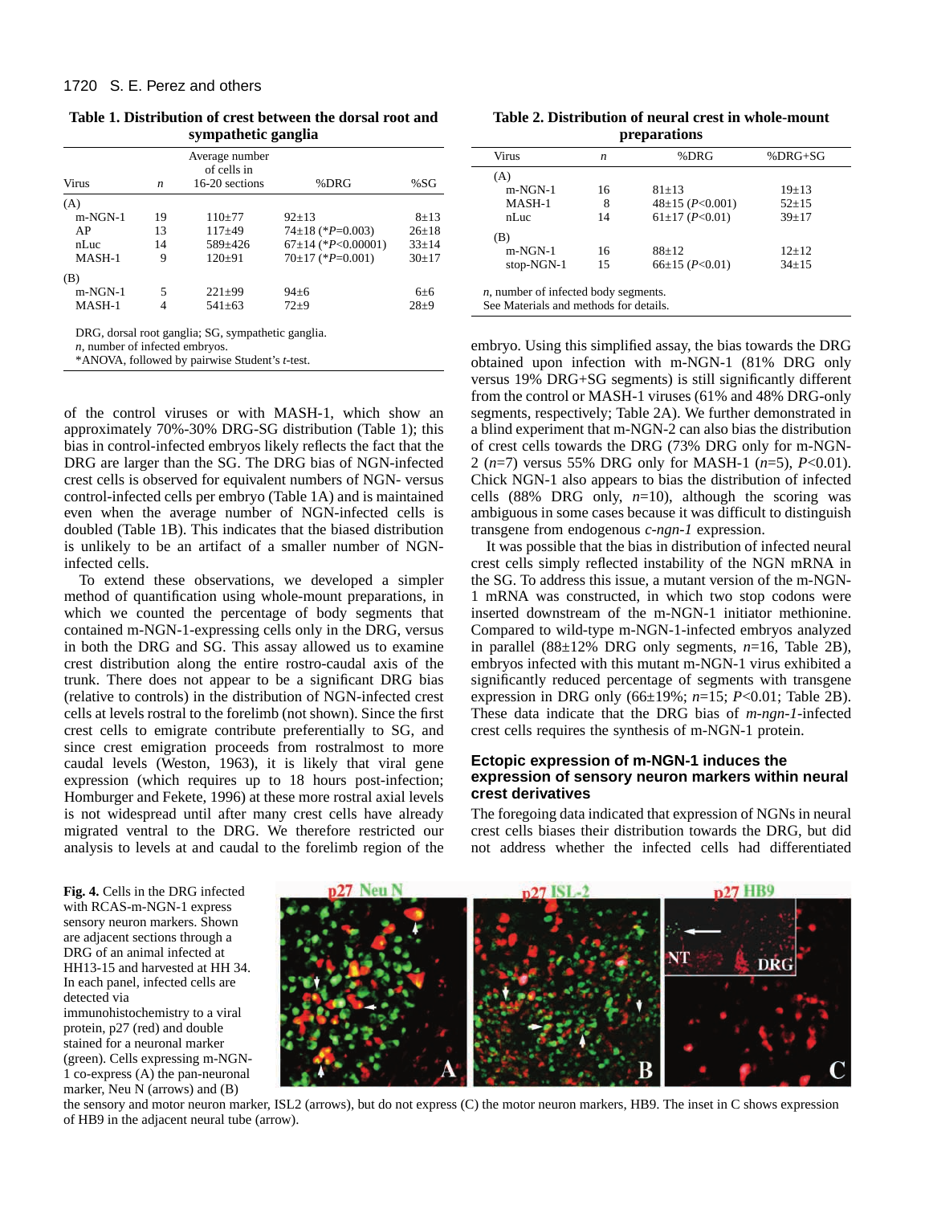**Table 1. Distribution of crest between the dorsal root and sympathetic ganglia**

| Virus | *n* | Average number of cells in 16-20 sections | %DRG | %SG |
|---|---|---|---|---|
| (A) | | | | |
| m-NGN-1 | 19 | 110±77 | 92±13 | 8±13 |
| AP | 13 | 117±49 | 74±18 (*P=0.003) | 26±18 |
| nLuc | 14 | 589±426 | 67±14 (*P<0.00001) | 33±14 |
| MASH-1 | 9 | 120±91 | 70±17 (*P=0.001) | 30±17 |
| (B) | | | | |
| m-NGN-1 | 5 | 221±99 | 94±6 | 6±6 |
| MASH-1 | 4 | 541±63 | 72±9 | 28±9 |

DRG, dorsal root ganglia; SG, sympathetic ganglia.
*n*, number of infected embryos.
*ANOVA, followed by pairwise Student's *t*-test.

of the control viruses or with MASH-1, which show an approximately 70%-30% DRG-SG distribution (Table 1); this bias in control-infected embryos likely reflects the fact that the DRG are larger than the SG. The DRG bias of NGN-infected crest cells is observed for equivalent numbers of NGN- versus control-infected cells per embryo (Table 1A) and is maintained even when the average number of NGN-infected cells is doubled (Table 1B). This indicates that the biased distribution is unlikely to be an artifact of a smaller number of NGN-infected cells.

To extend these observations, we developed a simpler method of quantification using whole-mount preparations, in which we counted the percentage of body segments that contained m-NGN-1-expressing cells only in the DRG, versus in both the DRG and SG. This assay allowed us to examine crest distribution along the entire rostro-caudal axis of the trunk. There does not appear to be a significant DRG bias (relative to controls) in the distribution of NGN-infected crest cells at levels rostral to the forelimb (not shown). Since the first crest cells to emigrate contribute preferentially to SG, and since crest emigration proceeds from rostralmost to more caudal levels (Weston, 1963), it is likely that viral gene expression (which requires up to 18 hours post-infection; Homburger and Fekete, 1996) at these more rostral axial levels is not widespread until after many crest cells have already migrated ventral to the DRG. We therefore restricted our analysis to levels at and caudal to the forelimb region of the

**Table 2. Distribution of neural crest in whole-mount preparations**

| Virus | *n* | %DRG | %DRG+SG |
|---|---|---|---|
| (A) | | | |
| m-NGN-1 | 16 | 81±13 | 19±13 |
| MASH-1 | 8 | 48±15 (*P*<0.001) | 52±15 |
| nLuc | 14 | 61±17 (*P*<0.01) | 39±17 |
| (B) | | | |
| m-NGN-1 | 16 | 88±12 | 12±12 |
| stop-NGN-1 | 15 | 66±15 (*P*<0.01) | 34±15 |

*n*, number of infected body segments.
See Materials and methods for details.

embryo. Using this simplified assay, the bias towards the DRG obtained upon infection with m-NGN-1 (81% DRG only versus 19% DRG+SG segments) is still significantly different from the control or MASH-1 viruses (61% and 48% DRG-only segments, respectively; Table 2A). We further demonstrated in a blind experiment that m-NGN-2 can also bias the distribution of crest cells towards the DRG (73% DRG only for m-NGN-2 ($n$=7) versus 55% DRG only for MASH-1 ($n$=5), $P$<0.01). Chick NGN-1 also appears to bias the distribution of infected cells (88% DRG only, $n$=10), although the scoring was ambiguous in some cases because it was difficult to distinguish transgene from endogenous *c-ngn-1* expression.

It was possible that the bias in distribution of infected neural crest cells simply reflected instability of the NGN mRNA in the SG. To address this issue, a mutant version of the m-NGN-1 mRNA was constructed, in which two stop codons were inserted downstream of the m-NGN-1 initiator methionine. Compared to wild-type m-NGN-1-infected embryos analyzed in parallel (88±12% DRG only segments, $n$=16, Table 2B), embryos infected with this mutant m-NGN-1 virus exhibited a significantly reduced percentage of segments with transgene expression in DRG only (66±19%; $n$=15; $P$<0.01; Table 2B). These data indicate that the DRG bias of *m-ngn-1*-infected crest cells requires the synthesis of m-NGN-1 protein.

### Ectopic expression of m-NGN-1 induces the expression of sensory neuron markers within neural crest derivatives

The foregoing data indicated that expression of NGNs in neural crest cells biases their distribution towards the DRG, but did not address whether the infected cells had differentiated

**Fig. 4.** Cells in the DRG infected with RCAS-m-NGN-1 express sensory neuron markers. Shown are adjacent sections through a DRG of an animal infected at HH13-15 and harvested at HH 34. In each panel, infected cells are detected via immunohistochemistry to a viral protein, p27 (red) and double stained for a neuronal marker (green). Cells expressing m-NGN-1 co-express (A) the pan-neuronal marker, Neu N (arrows) and (B) the sensory and motor neuron marker, ISL2 (arrows), but do not express (C) the motor neuron markers, HB9. The inset in C shows expression of HB9 in the adjacent neural tube (arrow).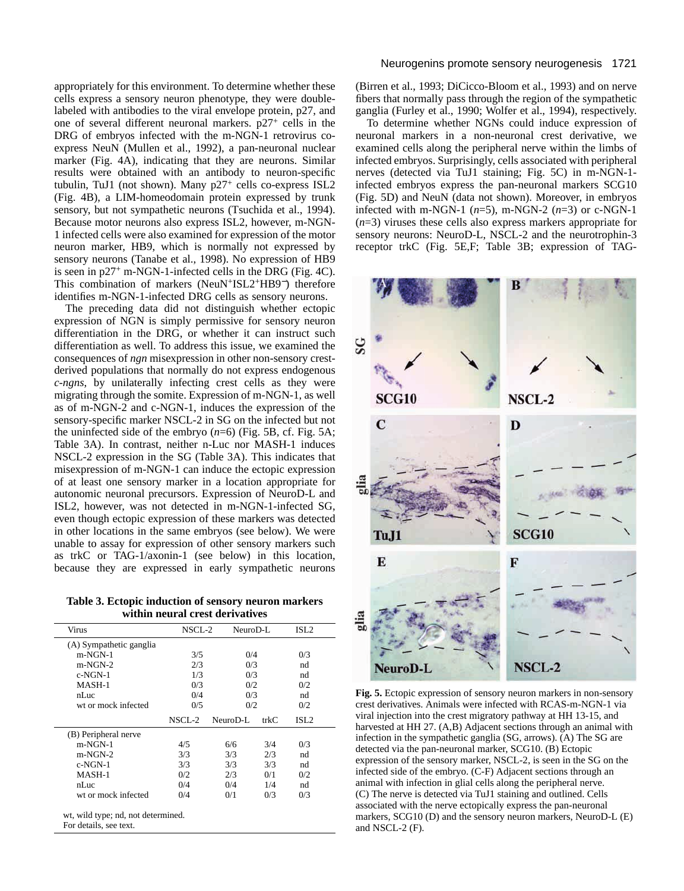appropriately for this environment. To determine whether these cells express a sensory neuron phenotype, they were double-labeled with antibodies to the viral envelope protein, p27, and one of several different neuronal markers. $p27^+$ cells in the DRG of embryos infected with the m-NGN-1 retrovirus co-express NeuN (Mullen et al., 1992), a pan-neuronal nuclear marker (Fig. 4A), indicating that they are neurons. Similar results were obtained with an antibody to neuron-specific tubulin, TuJ1 (not shown). Many $p27^+$ cells co-express ISL2 (Fig. 4B), a LIM-homeodomain protein expressed by trunk sensory, but not sympathetic neurons (Tsuchida et al., 1994). Because motor neurons also express ISL2, however, m-NGN-1 infected cells were also examined for expression of the motor neuron marker, HB9, which is normally not expressed by sensory neurons (Tanabe et al., 1998). No expression of HB9 is seen in $p27^+$ m-NGN-1-infected cells in the DRG (Fig. 4C). This combination of markers ($NeuN^+ISL2^+HB9^-$) therefore identifies m-NGN-1-infected DRG cells as sensory neurons.

The preceding data did not distinguish whether ectopic expression of NGN is simply permissive for sensory neuron differentiation in the DRG, or whether it can instruct such differentiation as well. To address this issue, we examined the consequences of *ngn* misexpression in other non-sensory crest-derived populations that normally do not express endogenous *c-ngns*, by unilaterally infecting crest cells as they were migrating through the somite. Expression of m-NGN-1, as well as of m-NGN-2 and c-NGN-1, induces the expression of the sensory-specific marker NSCL-2 in SG on the infected but not the uninfected side of the embryo (*n*=6) (Fig. 5B, cf. Fig. 5A; Table 3A). In contrast, neither n-Luc nor MASH-1 induces NSCL-2 expression in the SG (Table 3A). This indicates that misexpression of m-NGN-1 can induce the ectopic expression of at least one sensory marker in a location appropriate for autonomic neuronal precursors. Expression of NeuroD-L and ISL2, however, was not detected in m-NGN-1-infected SG, even though ectopic expression of these markers was detected in other locations in the same embryos (see below). We were unable to assay for expression of other sensory markers such as trkC or TAG-1/axonin-1 (see below) in this location, because they are expressed in early sympathetic neurons

**Table 3. Ectopic induction of sensory neuron markers within neural crest derivatives**

| Virus | NSCL-2 | NeuroD-L | trkC | ISL2 |
|---|---|---|---|---|
| (A) Sympathetic ganglia | | | | |
| m-NGN-1 | 3/5 | 0/4 | | 0/3 |
| m-NGN-2 | 2/3 | 0/3 | | nd |
| c-NGN-1 | 1/3 | 0/3 | | nd |
| MASH-1 | 0/3 | 0/2 | | 0/2 |
| nLuc | 0/4 | 0/3 | | nd |
| wt or mock infected | 0/5 | 0/2 | | 0/2 |
| (B) Peripheral nerve | NSCL-2 | NeuroD-L | trkC | ISL2 |
| m-NGN-1 | 4/5 | 6/6 | 3/4 | 0/3 |
| m-NGN-2 | 3/3 | 3/3 | 2/3 | nd |
| c-NGN-1 | 3/3 | 3/3 | 3/3 | nd |
| MASH-1 | 0/2 | 2/3 | 0/1 | 0/2 |
| nLuc | 0/4 | 0/4 | 1/4 | nd |
| wt or mock infected | 0/4 | 0/1 | 0/3 | 0/3 |

wt, wild type; nd, not determined.
For details, see text.

(Birren et al., 1993; DiCicco-Bloom et al., 1993) and on nerve fibers that normally pass through the region of the sympathetic ganglia (Furley et al., 1990; Wolfer et al., 1994), respectively.

To determine whether NGNs could induce expression of neuronal markers in a non-neuronal crest derivative, we examined cells along the peripheral nerve within the limbs of infected embryos. Surprisingly, cells associated with peripheral nerves (detected via TuJ1 staining; Fig. 5C) in m-NGN-1-infected embryos express the pan-neuronal markers SCG10 (Fig. 5D) and NeuN (data not shown). Moreover, in embryos infected with m-NGN-1 (*n*=5), m-NGN-2 (*n*=3) or c-NGN-1 (*n*=3) viruses these cells also express markers appropriate for sensory neurons: NeuroD-L, NSCL-2 and the neurotrophin-3 receptor trkC (Fig. 5E,F; Table 3B; expression of TAG-

**Fig. 5.** Ectopic expression of sensory neuron markers in non-sensory crest derivatives. Animals were infected with RCAS-m-NGN-1 via viral injection into the crest migratory pathway at HH 13-15, and harvested at HH 27. (A,B) Adjacent sections through an animal with infection in the sympathetic ganglia (SG, arrows). (A) The SG are detected via the pan-neuronal marker, SCG10. (B) Ectopic expression of the sensory marker, NSCL-2, is seen in the SG on the infected side of the embryo. (C-F) Adjacent sections through an animal with infection in glial cells along the peripheral nerve. (C) The nerve is detected via TuJ1 staining and outlined. Cells associated with the nerve ectopically express the pan-neuronal markers, SCG10 (D) and the sensory neuron markers, NeuroD-L (E) and NSCL-2 (F).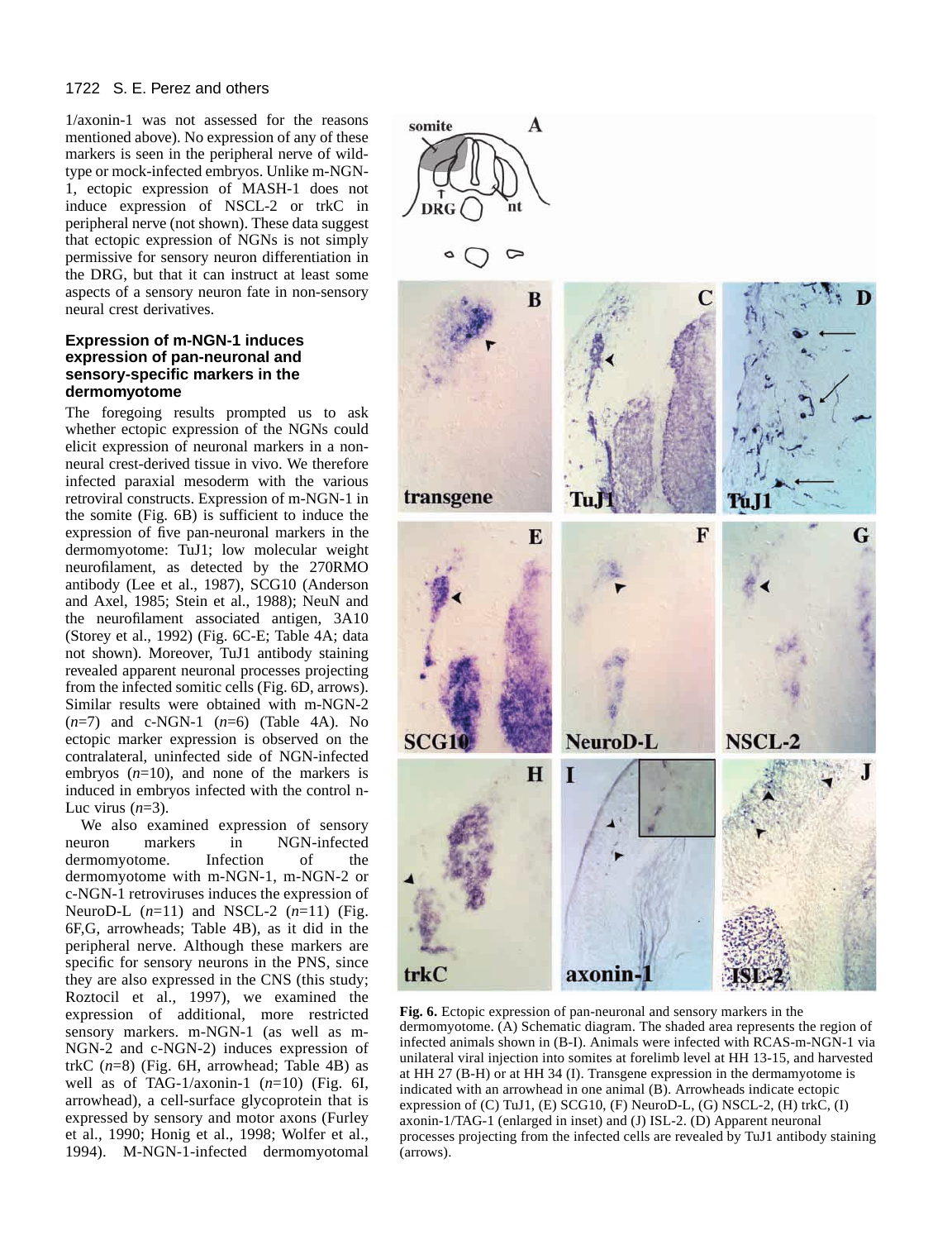1/axonin-1 was not assessed for the reasons mentioned above). No expression of any of these markers is seen in the peripheral nerve of wild-type or mock-infected embryos. Unlike m-NGN-1, ectopic expression of MASH-1 does not induce expression of NSCL-2 or trkC in peripheral nerve (not shown). These data suggest that ectopic expression of NGNs is not simply permissive for sensory neuron differentiation in the DRG, but that it can instruct at least some aspects of a sensory neuron fate in non-sensory neural crest derivatives.

### Expression of m-NGN-1 induces expression of pan-neuronal and sensory-specific markers in the dermomyotome

The foregoing results prompted us to ask whether ectopic expression of the NGNs could elicit expression of neuronal markers in a non-neural crest-derived tissue in vivo. We therefore infected paraxial mesoderm with the various retroviral constructs. Expression of m-NGN-1 in the somite (Fig. 6B) is sufficient to induce the expression of five pan-neuronal markers in the dermomyotome: TuJ1; low molecular weight neurofilament, as detected by the 270RMO antibody (Lee et al., 1987), SCG10 (Anderson and Axel, 1985; Stein et al., 1988); NeuN and the neurofilament associated antigen, 3A10 (Storey et al., 1992) (Fig. 6C-E; Table 4A; data not shown). Moreover, TuJ1 antibody staining revealed apparent neuronal processes projecting from the infected somitic cells (Fig. 6D, arrows). Similar results were obtained with m-NGN-2 (*n*=7) and c-NGN-1 (*n*=6) (Table 4A). No ectopic marker expression is observed on the contralateral, uninfected side of NGN-infected embryos (*n*=10), and none of the markers is induced in embryos infected with the control n-Luc virus (*n*=3).

We also examined expression of sensory neuron markers in NGN-infected dermomyotome. Infection of the dermomyotome with m-NGN-1, m-NGN-2 or c-NGN-1 retroviruses induces the expression of NeuroD-L (*n*=11) and NSCL-2 (*n*=11) (Fig. 6F,G, arrowheads; Table 4B), as it did in the peripheral nerve. Although these markers are specific for sensory neurons in the PNS, since they are also expressed in the CNS (this study; Roztocil et al., 1997), we examined the expression of additional, more restricted sensory markers. m-NGN-1 (as well as m-NGN-2 and c-NGN-2) induces expression of trkC (*n*=8) (Fig. 6H, arrowhead; Table 4B) as well as of TAG-1/axonin-1 (*n*=10) (Fig. 6I, arrowhead), a cell-surface glycoprotein that is expressed by sensory and motor axons (Furley et al., 1990; Honig et al., 1998; Wolfer et al., 1994). M-NGN-1-infected dermomyotomal

**Fig. 6.** Ectopic expression of pan-neuronal and sensory markers in the dermomyotome. (A) Schematic diagram. The shaded area represents the region of infected animals shown in (B-I). Animals were infected with RCAS-m-NGN-1 via unilateral viral injection into somites at forelimb level at HH 13-15, and harvested at HH 27 (B-H) or at HH 34 (I). Transgene expression in the dermamyotome is indicated with an arrowhead in one animal (B). Arrowheads indicate ectopic expression of (C) TuJ1, (E) SCG10, (F) NeuroD-L, (G) NSCL-2, (H) trkC, (I) axonin-1/TAG-1 (enlarged in inset) and (J) ISL-2. (D) Apparent neuronal processes projecting from the infected cells are revealed by TuJ1 antibody staining (arrows).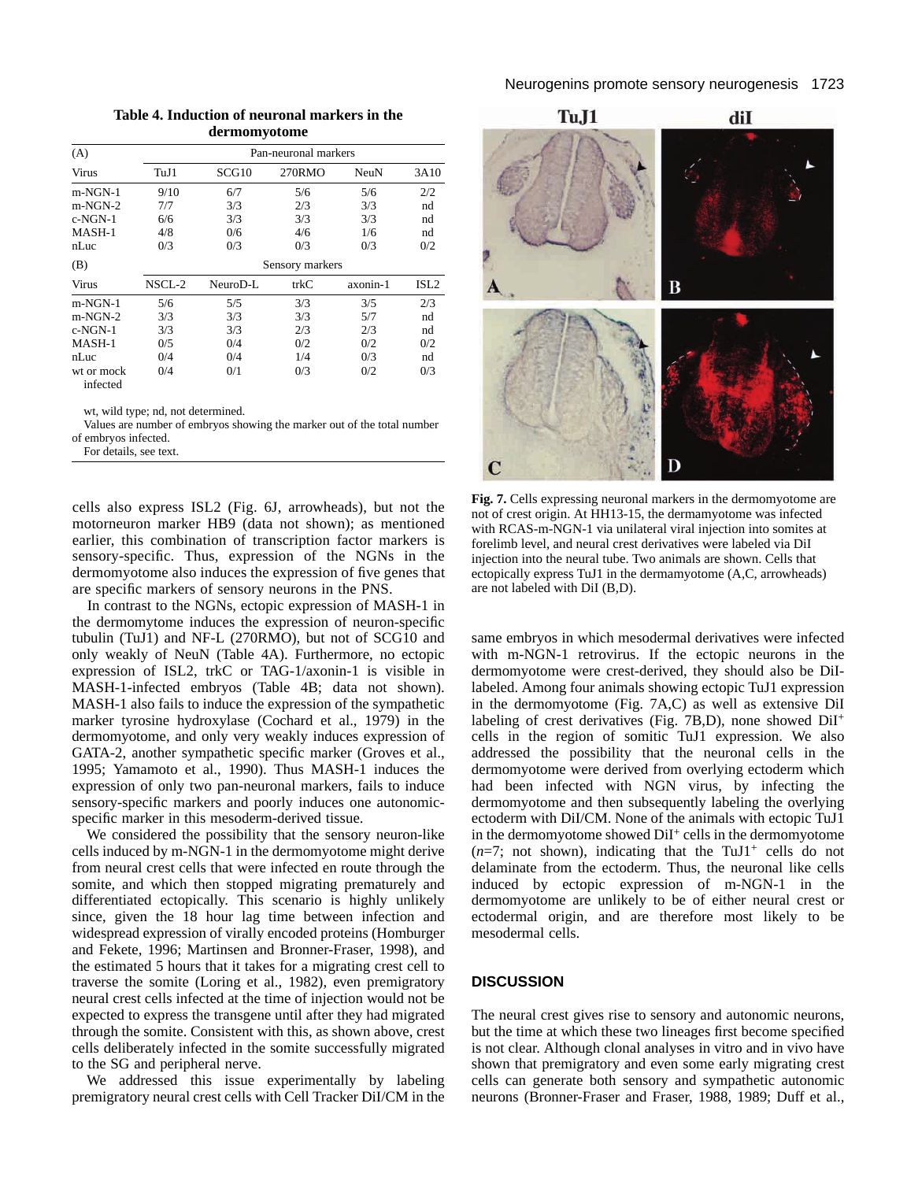**Table 4. Induction of neuronal markers in the dermomyotome**

| (A) | Pan-neuronal markers | | | | |
|---|---|---|---|---|---|
| Virus | TuJ1 | SCG10 | 270RMO | NeuN | 3A10 |
| m-NGN-1 | 9/10 | 6/7 | 5/6 | 5/6 | 2/2 |
| m-NGN-2 | 7/7 | 3/3 | 2/3 | 3/3 | nd |
| c-NGN-1 | 6/6 | 3/3 | 3/3 | 3/3 | nd |
| MASH-1 | 4/8 | 0/6 | 4/6 | 1/6 | nd |
| nLuc | 0/3 | 0/3 | 0/3 | 0/3 | 0/2 |

| (B) | Sensory markers | | | | |
|---|---|---|---|---|---|
| Virus | NSCL-2 | NeuroD-L | trkC | axonin-1 | ISL2 |
| m-NGN-1 | 5/6 | 5/5 | 3/3 | 3/5 | 2/3 |
| m-NGN-2 | 3/3 | 3/3 | 3/3 | 5/7 | nd |
| c-NGN-1 | 3/3 | 3/3 | 2/3 | 2/3 | nd |
| MASH-1 | 0/5 | 0/4 | 0/2 | 0/2 | 0/2 |
| nLuc | 0/4 | 0/4 | 1/4 | 0/3 | nd |
| wt or mock infected | 0/4 | 0/1 | 0/3 | 0/2 | 0/3 |

wt, wild type; nd, not determined.

Values are number of embryos showing the marker out of the total number of embryos infected.

For details, see text.

cells also express ISL2 (Fig. 6J, arrowheads), but not the motorneuron marker HB9 (data not shown); as mentioned earlier, this combination of transcription factor markers is sensory-specific. Thus, expression of the NGNs in the dermomyotome also induces the expression of five genes that are specific markers of sensory neurons in the PNS.

In contrast to the NGNs, ectopic expression of MASH-1 in the dermomyotome induces the expression of neuron-specific tubulin (TuJ1) and NF-L (270RMO), but not of SCG10 and only weakly of NeuN (Table 4A). Furthermore, no ectopic expression of ISL2, trkC or TAG-1/axonin-1 is visible in MASH-1-infected embryos (Table 4B; data not shown). MASH-1 also fails to induce the expression of the sympathetic marker tyrosine hydroxylase (Cochard et al., 1979) in the dermomyotome, and only very weakly induces expression of GATA-2, another sympathetic specific marker (Groves et al., 1995; Yamamoto et al., 1990). Thus MASH-1 induces the expression of only two pan-neuronal markers, fails to induce sensory-specific markers and poorly induces one autonomic-specific marker in this mesoderm-derived tissue.

We considered the possibility that the sensory neuron-like cells induced by m-NGN-1 in the dermomyotome might derive from neural crest cells that were infected en route through the somite, and which then stopped migrating prematurely and differentiated ectopically. This scenario is highly unlikely since, given the 18 hour lag time between infection and widespread expression of virally encoded proteins (Homburger and Fekete, 1996; Martinsen and Bronner-Fraser, 1998), and the estimated 5 hours that it takes for a migrating crest cell to traverse the somite (Loring et al., 1982), even premigratory neural crest cells infected at the time of injection would not be expected to express the transgene until after they had migrated through the somite. Consistent with this, as shown above, crest cells deliberately infected in the somite successfully migrated to the SG and peripheral nerve.

We addressed this issue experimentally by labeling premigratory neural crest cells with Cell Tracker DiI/CM in the same embryos in which mesodermal derivatives were infected with m-NGN-1 retrovirus. If the ectopic neurons in the dermomyotome were crest-derived, they should also be DiI-labeled. Among four animals showing ectopic TuJ1 expression in the dermomyotome (Fig. 7A,C) as well as extensive DiI labeling of crest derivatives (Fig. 7B,D), none showed DiI$^{+}$ cells in the region of somitic TuJ1 expression. We also addressed the possibility that the neuronal cells in the dermomyotome were derived from overlying ectoderm which had been infected with NGN virus, by infecting the dermomyotome and then subsequently labeling the overlying ectoderm with DiI/CM. None of the animals with ectopic TuJ1 in the dermomyotome showed DiI$^{+}$ cells in the dermomyotome ($n$=7; not shown), indicating that the TuJ1$^{+}$ cells do not delaminate from the ectoderm. Thus, the neuronal like cells induced by ectopic expression of m-NGN-1 in the dermomyotome are unlikely to be of either neural crest or ectodermal origin, and are therefore most likely to be mesodermal cells.

**Fig. 7.** Cells expressing neuronal markers in the dermomyotome are not of crest origin. At HH13-15, the dermamyotome was infected with RCAS-m-NGN-1 via unilateral viral injection into somites at forelimb level, and neural crest derivatives were labeled via DiI injection into the neural tube. Two animals are shown. Cells that ectopically express TuJ1 in the dermamyotome (A,C, arrowheads) are not labeled with DiI (B,D).

## DISCUSSION

The neural crest gives rise to sensory and autonomic neurons, but the time at which these two lineages first become specified is not clear. Although clonal analyses in vitro and in vivo have shown that premigratory and even some early migrating crest cells can generate both sensory and sympathetic autonomic neurons (Bronner-Fraser and Fraser, 1988, 1989; Duff et al.,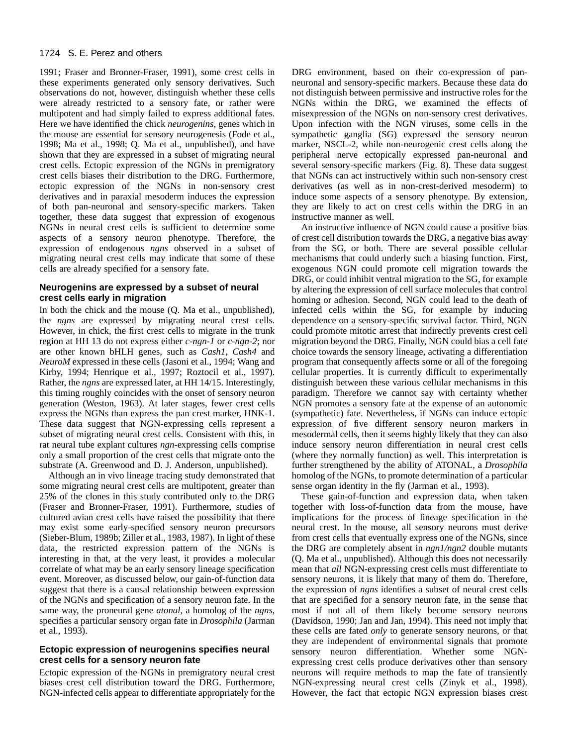1991; Fraser and Bronner-Fraser, 1991), some crest cells in these experiments generated only sensory derivatives. Such observations do not, however, distinguish whether these cells were already restricted to a sensory fate, or rather were multipotent and had simply failed to express additional fates. Here we have identified the chick *neurogenins*, genes which in the mouse are essential for sensory neurogenesis (Fode et al., 1998; Ma et al., 1998; Q. Ma et al., unpublished), and have shown that they are expressed in a subset of migrating neural crest cells. Ectopic expression of the NGNs in premigratory crest cells biases their distribution to the DRG. Furthermore, ectopic expression of the NGNs in non-sensory crest derivatives and in paraxial mesoderm induces the expression of both pan-neuronal and sensory-specific markers. Taken together, these data suggest that expression of exogenous NGNs in neural crest cells is sufficient to determine some aspects of a sensory neuron phenotype. Therefore, the expression of endogenous *ngns* observed in a subset of migrating neural crest cells may indicate that some of these cells are already specified for a sensory fate.

### Neurogenins are expressed by a subset of neural crest cells early in migration

In both the chick and the mouse (Q. Ma et al., unpublished), the *ngns* are expressed by migrating neural crest cells. However, in chick, the first crest cells to migrate in the trunk region at HH 13 do not express either *c-ngn-1* or *c-ngn-2*; nor are other known bHLH genes, such as *Cash1*, *Cash4* and *NeuroM* expressed in these cells (Jasoni et al., 1994; Wang and Kirby, 1994; Henrique et al., 1997; Roztocil et al., 1997). Rather, the *ngns* are expressed later, at HH 14/15. Interestingly, this timing roughly coincides with the onset of sensory neuron generation (Weston, 1963). At later stages, fewer crest cells express the NGNs than express the pan crest marker, HNK-1. These data suggest that NGN-expressing cells represent a subset of migrating neural crest cells. Consistent with this, in rat neural tube explant cultures *ngn*-expressing cells comprise only a small proportion of the crest cells that migrate onto the substrate (A. Greenwood and D. J. Anderson, unpublished).

Although an in vivo lineage tracing study demonstrated that some migrating neural crest cells are multipotent, greater than 25% of the clones in this study contributed only to the DRG (Fraser and Bronner-Fraser, 1991). Furthermore, studies of cultured avian crest cells have raised the possibility that there may exist some early-specified sensory neuron precursors (Sieber-Blum, 1989b; Ziller et al., 1983, 1987). In light of these data, the restricted expression pattern of the NGNs is interesting in that, at the very least, it provides a molecular correlate of what may be an early sensory lineage specification event. Moreover, as discussed below, our gain-of-function data suggest that there is a causal relationship between expression of the NGNs and specification of a sensory neuron fate. In the same way, the proneural gene *atonal*, a homolog of the *ngns*, specifies a particular sensory organ fate in *Drosophila* (Jarman et al., 1993).

### Ectopic expression of neurogenins specifies neural crest cells for a sensory neuron fate

Ectopic expression of the NGNs in premigratory neural crest biases crest cell distribution toward the DRG. Furthermore, NGN-infected cells appear to differentiate appropriately for the DRG environment, based on their co-expression of pan-neuronal and sensory-specific markers. Because these data do not distinguish between permissive and instructive roles for the NGNs within the DRG, we examined the effects of misexpression of the NGNs on non-sensory crest derivatives. Upon infection with the NGN viruses, some cells in the sympathetic ganglia (SG) expressed the sensory neuron marker, NSCL-2, while non-neurogenic crest cells along the peripheral nerve ectopically expressed pan-neuronal and several sensory-specific markers (Fig. 8). These data suggest that NGNs can act instructively within such non-sensory crest derivatives (as well as in non-crest-derived mesoderm) to induce some aspects of a sensory phenotype. By extension, they are likely to act on crest cells within the DRG in an instructive manner as well.

An instructive influence of NGN could cause a positive bias of crest cell distribution towards the DRG, a negative bias away from the SG, or both. There are several possible cellular mechanisms that could underly such a biasing function. First, exogenous NGN could promote cell migration towards the DRG, or could inhibit ventral migration to the SG, for example by altering the expression of cell surface molecules that control homing or adhesion. Second, NGN could lead to the death of infected cells within the SG, for example by inducing dependence on a sensory-specific survival factor. Third, NGN could promote mitotic arrest that indirectly prevents crest cell migration beyond the DRG. Finally, NGN could bias a cell fate choice towards the sensory lineage, activating a differentiation program that consequently affects some or all of the foregoing cellular properties. It is currently difficult to experimentally distinguish between these various cellular mechanisms in this paradigm. Therefore we cannot say with certainty whether NGN promotes a sensory fate at the expense of an autonomic (sympathetic) fate. Nevertheless, if NGNs can induce ectopic expression of five different sensory neuron markers in mesodermal cells, then it seems highly likely that they can also induce sensory neuron differentiation in neural crest cells (where they normally function) as well. This interpretation is further strengthened by the ability of ATONAL, a *Drosophila* homolog of the NGNs, to promote determination of a particular sense organ identity in the fly (Jarman et al., 1993).

These gain-of-function and expression data, when taken together with loss-of-function data from the mouse, have implications for the process of lineage specification in the neural crest. In the mouse, all sensory neurons must derive from crest cells that eventually express one of the NGNs, since the DRG are completely absent in *ngn1/ngn2* double mutants (Q. Ma et al., unpublished). Although this does not necessarily mean that *all* NGN-expressing crest cells must differentiate to sensory neurons, it is likely that many of them do. Therefore, the expression of *ngns* identifies a subset of neural crest cells that are specified for a sensory neuron fate, in the sense that most if not all of them likely become sensory neurons (Davidson, 1990; Jan and Jan, 1994). This need not imply that these cells are fated *only* to generate sensory neurons, or that they are independent of environmental signals that promote sensory neuron differentiation. Whether some NGN-expressing crest cells produce derivatives other than sensory neurons will require methods to map the fate of transiently NGN-expressing neural crest cells (Zinyk et al., 1998). However, the fact that ectopic NGN expression biases crest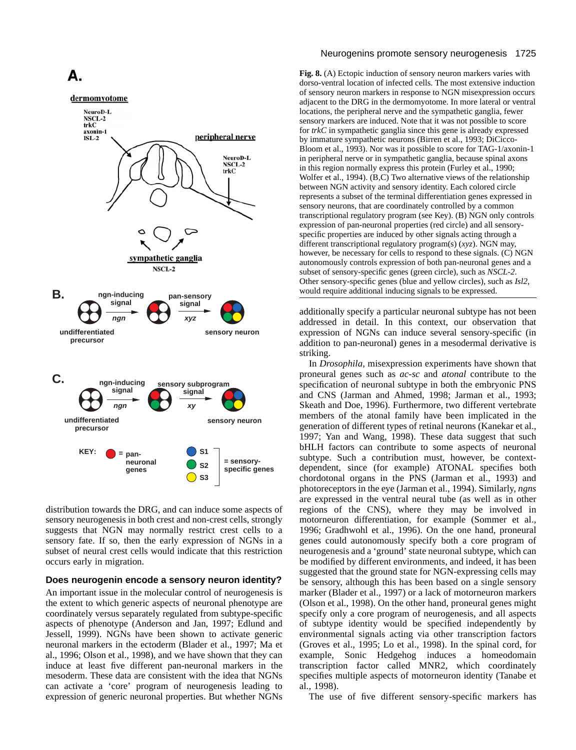**Fig. 8.** (A) Ectopic induction of sensory neuron markers varies with dorso-ventral location of infected cells. The most extensive induction of sensory neuron markers in response to NGN misexpression occurs adjacent to the DRG in the dermomyotome. In more lateral or ventral locations, the peripheral nerve and the sympathetic ganglia, fewer sensory markers are induced. Note that it was not possible to score for *trkC* in sympathetic ganglia since this gene is already expressed by immature sympathetic neurons (Birren et al., 1993; DiCicco-Bloom et al., 1993). Nor was it possible to score for TAG-1/axonin-1 in peripheral nerve or in sympathetic ganglia, because spinal axons in this region normally express this protein (Furley et al., 1990; Wolfer et al., 1994). (B,C) Two alternative views of the relationship between NGN activity and sensory identity. Each colored circle represents a subset of the terminal differentiation genes expressed in sensory neurons, that are coordinately controlled by a common transcriptional regulatory program (see Key). (B) NGN only controls expression of pan-neuronal properties (red circle) and all sensory-specific properties are induced by other signals acting through a different transcriptional regulatory program(s) (*xyz*). NGN may, however, be necessary for cells to respond to these signals. (C) NGN autonomously controls expression of both pan-neuronal genes and a subset of sensory-specific genes (green circle), such as *NSCL-2*. Other sensory-specific genes (blue and yellow circles), such as *Isl2*, would require additional inducing signals to be expressed.

distribution towards the DRG, and can induce some aspects of sensory neurogenesis in both crest and non-crest cells, strongly suggests that NGN may normally restrict crest cells to a sensory fate. If so, then the early expression of NGNs in a subset of neural crest cells would indicate that this restriction occurs early in migration.

## Does neurogenin encode a sensory neuron identity?

An important issue in the molecular control of neurogenesis is the extent to which generic aspects of neuronal phenotype are coordinately versus separately regulated from subtype-specific aspects of phenotype (Anderson and Jan, 1997; Edlund and Jessell, 1999). NGNs have been shown to activate generic neuronal markers in the ectoderm (Blader et al., 1997; Ma et al., 1996; Olson et al., 1998), and we have shown that they can induce at least five different pan-neuronal markers in the mesoderm. These data are consistent with the idea that NGNs can activate a 'core' program of neurogenesis leading to expression of generic neuronal properties. But whether NGNs additionally specify a particular neuronal subtype has not been addressed in detail. In this context, our observation that expression of NGNs can induce several sensory-specific (in addition to pan-neuronal) genes in a mesodermal derivative is striking.

In *Drosophila*, misexpression experiments have shown that proneural genes such as *ac-sc* and *atonal* contribute to the specification of neuronal subtype in both the embryonic PNS and CNS (Jarman and Ahmed, 1998; Jarman et al., 1993; Skeath and Doe, 1996). Furthermore, two different vertebrate members of the atonal family have been implicated in the generation of different types of retinal neurons (Kanekar et al., 1997; Yan and Wang, 1998). These data suggest that such bHLH factors can contribute to some aspects of neuronal subtype. Such a contribution must, however, be context-dependent, since (for example) ATONAL specifies both chordotonal organs in the PNS (Jarman et al., 1993) and photoreceptors in the eye (Jarman et al., 1994). Similarly, *ngns* are expressed in the ventral neural tube (as well as in other regions of the CNS), where they may be involved in motorneuron differentiation, for example (Sommer et al., 1996; Gradhwohl et al., 1996). On the one hand, proneural genes could autonomously specify both a core program of neurogenesis and a 'ground' state neuronal subtype, which can be modified by different environments, and indeed, it has been suggested that the ground state for NGN-expressing cells may be sensory, although this has been based on a single sensory marker (Blader et al., 1997) or a lack of motorneuron markers (Olson et al., 1998). On the other hand, proneural genes might specify only a core program of neurogenesis, and all aspects of subtype identity would be specified independently by environmental signals acting via other transcription factors (Groves et al., 1995; Lo et al., 1998). In the spinal cord, for example, Sonic Hedgehog induces a homeodomain transcription factor called MNR2, which coordinately specifies multiple aspects of motorneuron identity (Tanabe et al., 1998).

The use of five different sensory-specific markers has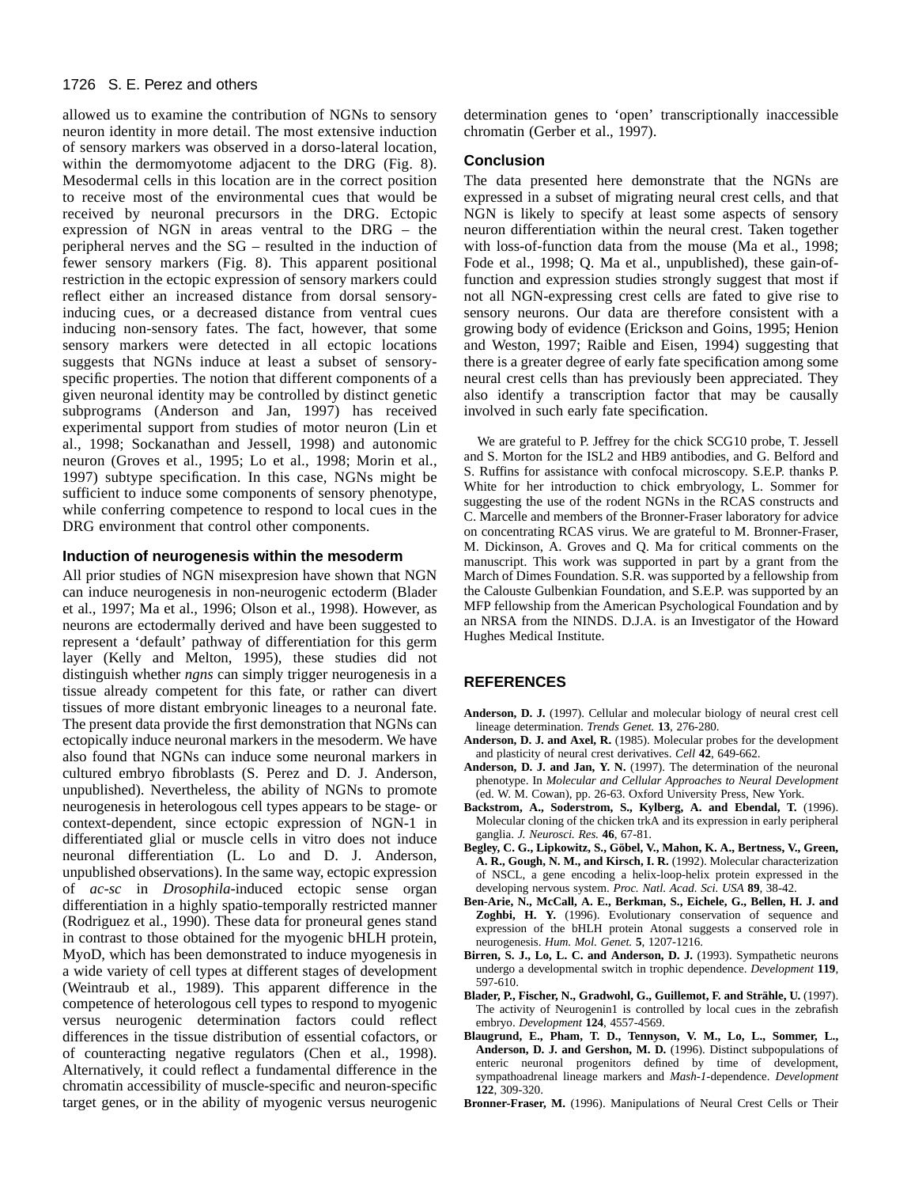allowed us to examine the contribution of NGNs to sensory neuron identity in more detail. The most extensive induction of sensory markers was observed in a dorso-lateral location, within the dermomyotome adjacent to the DRG (Fig. 8). Mesodermal cells in this location are in the correct position to receive most of the environmental cues that would be received by neuronal precursors in the DRG. Ectopic expression of NGN in areas ventral to the DRG – the peripheral nerves and the SG – resulted in the induction of fewer sensory markers (Fig. 8). This apparent positional restriction in the ectopic expression of sensory markers could reflect either an increased distance from dorsal sensory-inducing cues, or a decreased distance from ventral cues inducing non-sensory fates. The fact, however, that some sensory markers were detected in all ectopic locations suggests that NGNs induce at least a subset of sensory-specific properties. The notion that different components of a given neuronal identity may be controlled by distinct genetic subprograms (Anderson and Jan, 1997) has received experimental support from studies of motor neuron (Lin et al., 1998; Sockanathan and Jessell, 1998) and autonomic neuron (Groves et al., 1995; Lo et al., 1998; Morin et al., 1997) subtype specification. In this case, NGNs might be sufficient to induce some components of sensory phenotype, while conferring competence to respond to local cues in the DRG environment that control other components.

### Induction of neurogenesis within the mesoderm

All prior studies of NGN misexpresion have shown that NGN can induce neurogenesis in non-neurogenic ectoderm (Blader et al., 1997; Ma et al., 1996; Olson et al., 1998). However, as neurons are ectodermally derived and have been suggested to represent a 'default' pathway of differentiation for this germ layer (Kelly and Melton, 1995), these studies did not distinguish whether *ngns* can simply trigger neurogenesis in a tissue already competent for this fate, or rather can divert tissues of more distant embryonic lineages to a neuronal fate. The present data provide the first demonstration that NGNs can ectopically induce neuronal markers in the mesoderm. We have also found that NGNs can induce some neuronal markers in cultured embryo fibroblasts (S. Perez and D. J. Anderson, unpublished). Nevertheless, the ability of NGNs to promote neurogenesis in heterologous cell types appears to be stage- or context-dependent, since ectopic expression of NGN-1 in differentiated glial or muscle cells in vitro does not induce neuronal differentiation (L. Lo and D. J. Anderson, unpublished observations). In the same way, ectopic expression of *ac-sc* in *Drosophila*-induced ectopic sense organ differentiation in a highly spatio-temporally restricted manner (Rodriguez et al., 1990). These data for proneural genes stand in contrast to those obtained for the myogenic bHLH protein, MyoD, which has been demonstrated to induce myogenesis in a wide variety of cell types at different stages of development (Weintraub et al., 1989). This apparent difference in the competence of heterologous cell types to respond to myogenic versus neurogenic determination factors could reflect differences in the tissue distribution of essential cofactors, or of counteracting negative regulators (Chen et al., 1998). Alternatively, it could reflect a fundamental difference in the chromatin accessibility of muscle-specific and neuron-specific target genes, or in the ability of myogenic versus neurogenic determination genes to 'open' transcriptionally inaccessible chromatin (Gerber et al., 1997).

### Conclusion

The data presented here demonstrate that the NGNs are expressed in a subset of migrating neural crest cells, and that NGN is likely to specify at least some aspects of sensory neuron differentiation within the neural crest. Taken together with loss-of-function data from the mouse (Ma et al., 1998; Fode et al., 1998; Q. Ma et al., unpublished), these gain-of-function and expression studies strongly suggest that most if not all NGN-expressing crest cells are fated to give rise to sensory neurons. Our data are therefore consistent with a growing body of evidence (Erickson and Goins, 1995; Henion and Weston, 1997; Raible and Eisen, 1994) suggesting that there is a greater degree of early fate specification among some neural crest cells than has previously been appreciated. They also identify a transcription factor that may be causally involved in such early fate specification.

We are grateful to P. Jeffrey for the chick SCG10 probe, T. Jessell and S. Morton for the ISL2 and HB9 antibodies, and G. Belford and S. Ruffins for assistance with confocal microscopy. S.E.P. thanks P. White for her introduction to chick embryology, L. Sommer for suggesting the use of the rodent NGNs in the RCAS constructs and C. Marcelle and members of the Bronner-Fraser laboratory for advice on concentrating RCAS virus. We are grateful to M. Bronner-Fraser, M. Dickinson, A. Groves and Q. Ma for critical comments on the manuscript. This work was supported in part by a grant from the March of Dimes Foundation. S.R. was supported by a fellowship from the Calouste Gulbenkian Foundation, and S.E.P. was supported by an MFP fellowship from the American Psychological Foundation and by an NRSA from the NINDS. D.J.A. is an Investigator of the Howard Hughes Medical Institute.

## REFERENCES

**Anderson, D. J.** (1997). Cellular and molecular biology of neural crest cell lineage determination. *Trends Genet.* **13**, 276-280.

**Anderson, D. J. and Axel, R.** (1985). Molecular probes for the development and plasticity of neural crest derivatives. *Cell* **42**, 649-662.

**Anderson, D. J. and Jan, Y. N.** (1997). The determination of the neuronal phenotype. In *Molecular and Cellular Approaches to Neural Development* (ed. W. M. Cowan), pp. 26-63. Oxford University Press, New York.

**Backstrom, A., Soderstrom, S., Kylberg, A. and Ebendal, T.** (1996). Molecular cloning of the chicken trkA and its expression in early peripheral ganglia. *J. Neurosci. Res.* **46**, 67-81.

**Begley, C. G., Lipkowitz, S., Göbel, V., Mahon, K. A., Bertness, V., Green, A. R., Gough, N. M., and Kirsch, I. R.** (1992). Molecular characterization of NSCL, a gene encoding a helix-loop-helix protein expressed in the developing nervous system. *Proc. Natl. Acad. Sci. USA* **89**, 38-42.

**Ben-Arie, N., McCall, A. E., Berkman, S., Eichele, G., Bellen, H. J. and Zoghbi, H. Y.** (1996). Evolutionary conservation of sequence and expression of the bHLH protein Atonal suggests a conserved role in neurogenesis. *Hum. Mol. Genet.* **5**, 1207-1216.

**Birren, S. J., Lo, L. C. and Anderson, D. J.** (1993). Sympathetic neurons undergo a developmental switch in trophic dependence. *Development* **119**, 597-610.

**Blader, P., Fischer, N., Gradwohl, G., Guillemot, F. and Strähle, U.** (1997). The activity of Neurogenin1 is controlled by local cues in the zebrafish embryo. *Development* **124**, 4557-4569.

**Blaugrund, E., Pham, T. D., Tennyson, V. M., Lo, L., Sommer, L., Anderson, D. J. and Gershon, M. D.** (1996). Distinct subpopulations of enteric neuronal progenitors defined by time of development, sympathoadrenal lineage markers and *Mash-1*-dependence. *Development* **122**, 309-320.

**Bronner-Fraser, M.** (1996). Manipulations of Neural Crest Cells or Their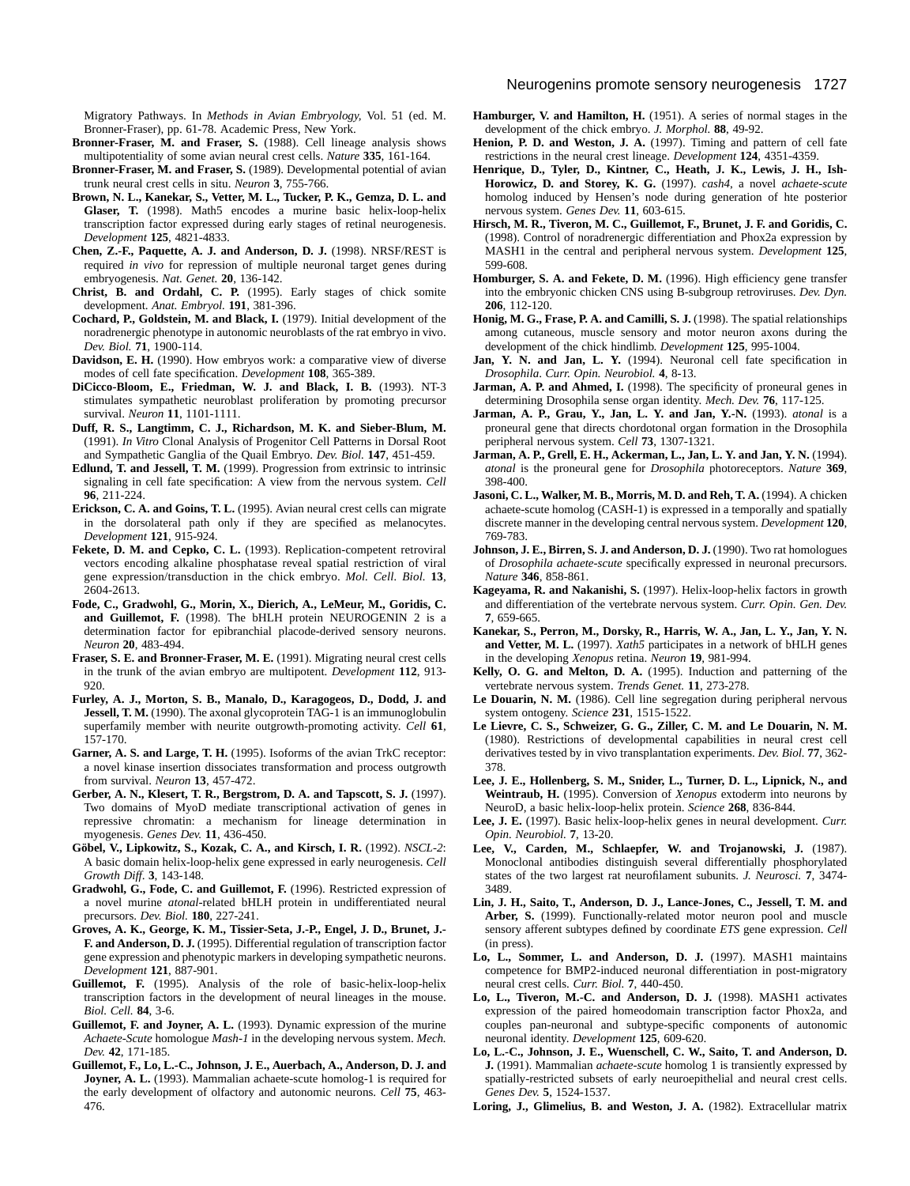Migratory Pathways. In *Methods in Avian Embryology,* Vol. 51 (ed. M. Bronner-Fraser), pp. 61-78. Academic Press, New York.

**Bronner-Fraser, M. and Fraser, S.** (1988). Cell lineage analysis shows multipotentiality of some avian neural crest cells. *Nature* **335**, 161-164.

**Bronner-Fraser, M. and Fraser, S.** (1989). Developmental potential of avian trunk neural crest cells in situ. *Neuron* **3**, 755-766.

**Brown, N. L., Kanekar, S., Vetter, M. L., Tucker, P. K., Gemza, D. L. and Glaser, T.** (1998). Math5 encodes a murine basic helix-loop-helix transcription factor expressed during early stages of retinal neurogenesis. *Development* **125**, 4821-4833.

**Chen, Z.-F., Paquette, A. J. and Anderson, D. J.** (1998). NRSF/REST is required *in vivo* for repression of multiple neuronal target genes during embryogenesis. *Nat. Genet.* **20**, 136-142.

**Christ, B. and Ordahl, C. P.** (1995). Early stages of chick somite development. *Anat. Embryol.* **191**, 381-396.

**Cochard, P., Goldstein, M. and Black, I.** (1979). Initial development of the noradrenergic phenotype in autonomic neuroblasts of the rat embryo in vivo. *Dev. Biol.* **71**, 1900-114.

**Davidson, E. H.** (1990). How embryos work: a comparative view of diverse modes of cell fate specification. *Development* **108**, 365-389.

**DiCicco-Bloom, E., Friedman, W. J. and Black, I. B.** (1993). NT-3 stimulates sympathetic neuroblast proliferation by promoting precursor survival. *Neuron* **11**, 1101-1111.

**Duff, R. S., Langtimm, C. J., Richardson, M. K. and Sieber-Blum, M.** (1991). *In Vitro* Clonal Analysis of Progenitor Cell Patterns in Dorsal Root and Sympathetic Ganglia of the Quail Embryo. *Dev. Biol.* **147**, 451-459.

**Edlund, T. and Jessell, T. M.** (1999). Progression from extrinsic to intrinsic signaling in cell fate specification: A view from the nervous system. *Cell* **96**, 211-224.

**Erickson, C. A. and Goins, T. L.** (1995). Avian neural crest cells can migrate in the dorsolateral path only if they are specified as melanocytes. *Development* **121**, 915-924.

**Fekete, D. M. and Cepko, C. L.** (1993). Replication-competent retroviral vectors encoding alkaline phosphatase reveal spatial restriction of viral gene expression/transduction in the chick embryo. *Mol. Cell. Biol.* **13**, 2604-2613.

**Fode, C., Gradwohl, G., Morin, X., Dierich, A., LeMeur, M., Goridis, C. and Guillemot, F.** (1998). The bHLH protein NEUROGENIN 2 is a determination factor for epibranchial placode-derived sensory neurons. *Neuron* **20**, 483-494.

**Fraser, S. E. and Bronner-Fraser, M. E.** (1991). Migrating neural crest cells in the trunk of the avian embryo are multipotent. *Development* **112**, 913-920.

**Furley, A. J., Morton, S. B., Manalo, D., Karagogeos, D., Dodd, J. and Jessell, T. M.** (1990). The axonal glycoprotein TAG-1 is an immunoglobulin superfamily member with neurite outgrowth-promoting activity. *Cell* **61**, 157-170.

**Garner, A. S. and Large, T. H.** (1995). Isoforms of the avian TrkC receptor: a novel kinase insertion dissociates transformation and process outgrowth from survival. *Neuron* **13**, 457-472.

**Gerber, A. N., Klesert, T. R., Bergstrom, D. A. and Tapscott, S. J.** (1997). Two domains of MyoD mediate transcriptional activation of genes in repressive chromatin: a mechanism for lineage determination in myogenesis. *Genes Dev.* **11**, 436-450.

**Göbel, V., Lipkowitz, S., Kozak, C. A., and Kirsch, I. R.** (1992). *NSCL-2*: A basic domain helix-loop-helix gene expressed in early neurogenesis. *Cell Growth Diff.* **3**, 143-148.

**Gradwohl, G., Fode, C. and Guillemot, F.** (1996). Restricted expression of a novel murine *atonal*-related bHLH protein in undifferentiated neural precursors. *Dev. Biol.* **180**, 227-241.

**Groves, A. K., George, K. M., Tissier-Seta, J.-P., Engel, J. D., Brunet, J.-F. and Anderson, D. J.** (1995). Differential regulation of transcription factor gene expression and phenotypic markers in developing sympathetic neurons. *Development* **121**, 887-901.

**Guillemot, F.** (1995). Analysis of the role of basic-helix-loop-helix transcription factors in the development of neural lineages in the mouse. *Biol. Cell.* **84**, 3-6.

**Guillemot, F. and Joyner, A. L.** (1993). Dynamic expression of the murine *Achaete-Scute* homologue *Mash-1* in the developing nervous system. *Mech. Dev.* **42**, 171-185.

**Guillemot, F., Lo, L.-C., Johnson, J. E., Auerbach, A., Anderson, D. J. and Joyner, A. L.** (1993). Mammalian achaete-scute homolog-1 is required for the early development of olfactory and autonomic neurons. *Cell* **75**, 463-476.

**Hamburger, V. and Hamilton, H.** (1951). A series of normal stages in the development of the chick embryo. *J. Morphol.* **88**, 49-92.

**Henion, P. D. and Weston, J. A.** (1997). Timing and pattern of cell fate restrictions in the neural crest lineage. *Development* **124**, 4351-4359.

**Henrique, D., Tyler, D., Kintner, C., Heath, J. K., Lewis, J. H., Ish-Horowicz, D. and Storey, K. G.** (1997). *cash4*, a novel *achaete-scute* homolog induced by Hensen's node during generation of hte posterior nervous system. *Genes Dev.* **11**, 603-615.

**Hirsch, M. R., Tiveron, M. C., Guillemot, F., Brunet, J. F. and Goridis, C.** (1998). Control of noradrenergic differentiation and Phox2a expression by MASH1 in the central and peripheral nervous system. *Development* **125**, 599-608.

**Homburger, S. A. and Fekete, D. M.** (1996). High efficiency gene transfer into the embryonic chicken CNS using B-subgroup retroviruses. *Dev. Dyn.* **206**, 112-120.

**Honig, M. G., Frase, P. A. and Camilli, S. J.** (1998). The spatial relationships among cutaneous, muscle sensory and motor neuron axons during the development of the chick hindlimb. *Development* **125**, 995-1004.

**Jan, Y. N. and Jan, L. Y.** (1994). Neuronal cell fate specification in *Drosophila*. *Curr. Opin. Neurobiol.* **4**, 8-13.

**Jarman, A. P. and Ahmed, I.** (1998). The specificity of proneural genes in determining Drosophila sense organ identity. *Mech. Dev.* **76**, 117-125.

**Jarman, A. P., Grau, Y., Jan, L. Y. and Jan, Y.-N.** (1993). *atonal* is a proneural gene that directs chordotonal organ formation in the Drosophila peripheral nervous system. *Cell* **73**, 1307-1321.

**Jarman, A. P., Grell, E. H., Ackerman, L., Jan, L. Y. and Jan, Y. N.** (1994). *atonal* is the proneural gene for *Drosophila* photoreceptors. *Nature* **369**, 398-400.

**Jasoni, C. L., Walker, M. B., Morris, M. D. and Reh, T. A.** (1994). A chicken achaete-scute homolog (CASH-1) is expressed in a temporally and spatially discrete manner in the developing central nervous system. *Development* **120**, 769-783.

**Johnson, J. E., Birren, S. J. and Anderson, D. J.** (1990). Two rat homologues of *Drosophila achaete-scute* specifically expressed in neuronal precursors. *Nature* **346**, 858-861.

**Kageyama, R. and Nakanishi, S.** (1997). Helix-loop-helix factors in growth and differentiation of the vertebrate nervous system. *Curr. Opin. Gen. Dev.* **7**, 659-665.

**Kanekar, S., Perron, M., Dorsky, R., Harris, W. A., Jan, L. Y., Jan, Y. N. and Vetter, M. L.** (1997). *Xath5* participates in a network of bHLH genes in the developing *Xenopus* retina. *Neuron* **19**, 981-994.

**Kelly, O. G. and Melton, D. A.** (1995). Induction and patterning of the vertebrate nervous system. *Trends Genet.* **11**, 273-278.

**Le Douarin, N. M.** (1986). Cell line segregation during peripheral nervous system ontogeny. *Science* **231**, 1515-1522.

**Le Lievre, C. S., Schweizer, G. G., Ziller, C. M. and Le Douarin, N. M.** (1980). Restrictions of developmental capabilities in neural crest cell derivatives tested by in vivo transplantation experiments. *Dev. Biol.* **77**, 362-378.

**Lee, J. E., Hollenberg, S. M., Snider, L., Turner, D. L., Lipnick, N., and Weintraub, H.** (1995). Conversion of *Xenopus* extoderm into neurons by NeuroD, a basic helix-loop-helix protein. *Science* **268**, 836-844.

**Lee, J. E.** (1997). Basic helix-loop-helix genes in neural development. *Curr. Opin. Neurobiol.* **7**, 13-20.

**Lee, V., Carden, M., Schlaepfer, W. and Trojanowski, J.** (1987). Monoclonal antibodies distinguish several differentially phosphorylated states of the two largest rat neurofilament subunits. *J. Neurosci.* **7**, 3474-3489.

**Lin, J. H., Saito, T., Anderson, D. J., Lance-Jones, C., Jessell, T. M. and Arber, S.** (1999). Functionally-related motor neuron pool and muscle sensory afferent subtypes defined by coordinate *ETS* gene expression. *Cell* (in press).

**Lo, L., Sommer, L. and Anderson, D. J.** (1997). MASH1 maintains competence for BMP2-induced neuronal differentiation in post-migratory neural crest cells. *Curr. Biol.* **7**, 440-450.

**Lo, L., Tiveron, M.-C. and Anderson, D. J.** (1998). MASH1 activates expression of the paired homeodomain transcription factor Phox2a, and couples pan-neuronal and subtype-specific components of autonomic neuronal identity. *Development* **125**, 609-620.

**Lo, L.-C., Johnson, J. E., Wuenschell, C. W., Saito, T. and Anderson, D. J.** (1991). Mammalian *achaete-scute* homolog 1 is transiently expressed by spatially-restricted subsets of early neuroepithelial and neural crest cells. *Genes Dev.* **5**, 1524-1537.

**Loring, J., Glimelius, B. and Weston, J. A.** (1982). Extracellular matrix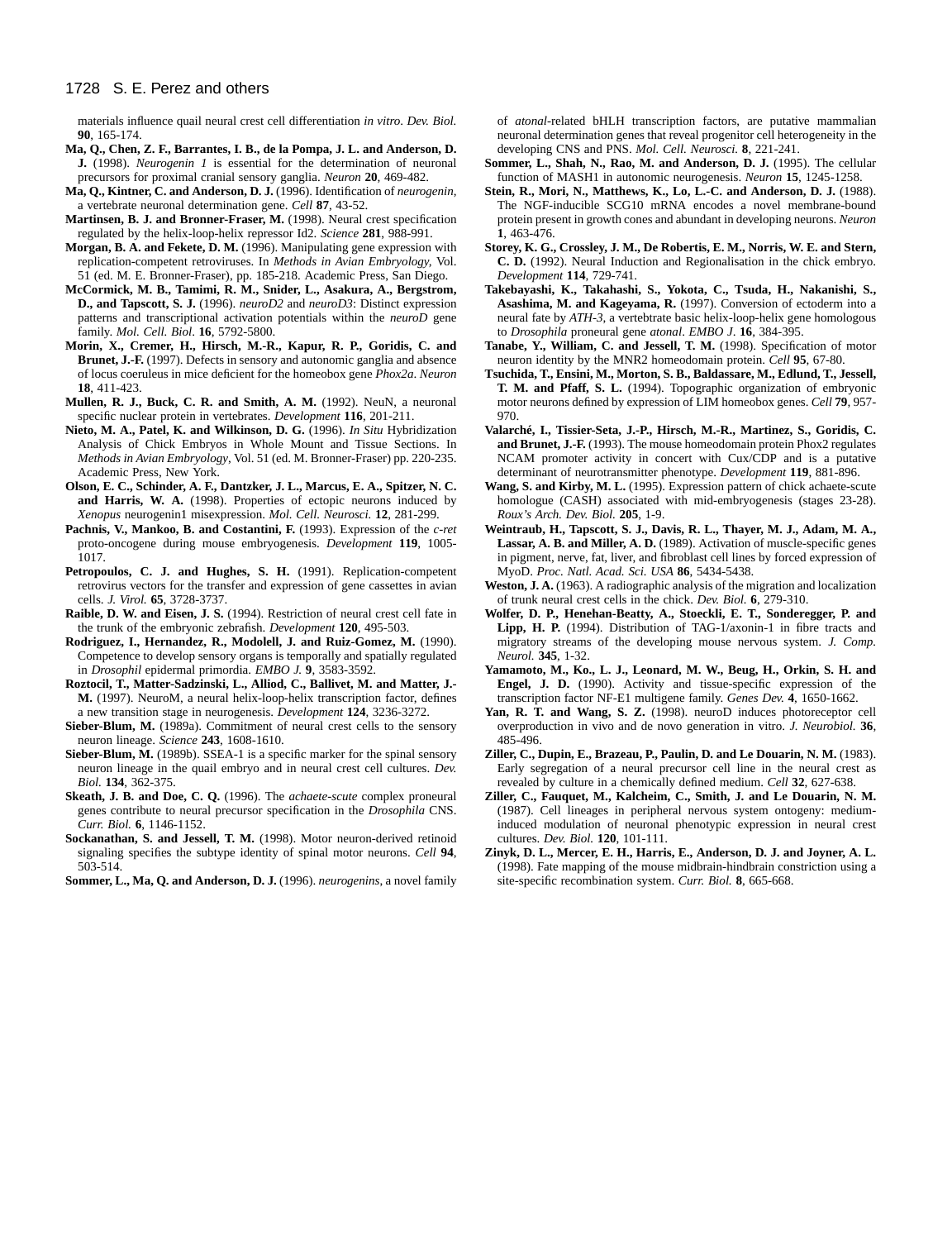materials influence quail neural crest cell differentiation *in vitro*. *Dev. Biol.* **90**, 165-174.

**Ma, Q., Chen, Z. F., Barrantes, I. B., de la Pompa, J. L. and Anderson, D. J.** (1998). *Neurogenin 1* is essential for the determination of neuronal precursors for proximal cranial sensory ganglia. *Neuron* **20**, 469-482.

**Ma, Q., Kintner, C. and Anderson, D. J.** (1996). Identification of *neurogenin*, a vertebrate neuronal determination gene. *Cell* **87**, 43-52.

**Martinsen, B. J. and Bronner-Fraser, M.** (1998). Neural crest specification regulated by the helix-loop-helix repressor Id2. *Science* **281**, 988-991.

**Morgan, B. A. and Fekete, D. M.** (1996). Manipulating gene expression with replication-competent retroviruses. In *Methods in Avian Embryology,* Vol. 51 (ed. M. E. Bronner-Fraser), pp. 185-218. Academic Press, San Diego.

**McCormick, M. B., Tamimi, R. M., Snider, L., Asakura, A., Bergstrom, D., and Tapscott, S. J.** (1996). *neuroD2* and *neuroD3*: Distinct expression patterns and transcriptional activation potentials within the *neuroD* gene family. *Mol. Cell. Biol*. **16**, 5792-5800.

**Morin, X., Cremer, H., Hirsch, M.-R., Kapur, R. P., Goridis, C. and Brunet, J.-F.** (1997). Defects in sensory and autonomic ganglia and absence of locus coeruleus in mice deficient for the homeobox gene *Phox2a*. *Neuron* **18**, 411-423.

**Mullen, R. J., Buck, C. R. and Smith, A. M.** (1992). NeuN, a neuronal specific nuclear protein in vertebrates. *Development* **116**, 201-211.

**Nieto, M. A., Patel, K. and Wilkinson, D. G.** (1996). *In Situ* Hybridization Analysis of Chick Embryos in Whole Mount and Tissue Sections. In *Methods in Avian Embryology*, Vol. 51 (ed. M. Bronner-Fraser) pp. 220-235. Academic Press, New York.

**Olson, E. C., Schinder, A. F., Dantzker, J. L., Marcus, E. A., Spitzer, N. C. and Harris, W. A.** (1998). Properties of ectopic neurons induced by *Xenopus* neurogenin1 misexpression. *Mol. Cell. Neurosci.* **12**, 281-299.

**Pachnis, V., Mankoo, B. and Costantini, F.** (1993). Expression of the *c-ret* proto-oncogene during mouse embryogenesis. *Development* **119**, 1005-1017.

**Petropoulos, C. J. and Hughes, S. H.** (1991). Replication-competent retrovirus vectors for the transfer and expression of gene cassettes in avian cells. *J. Virol.* **65**, 3728-3737.

**Raible, D. W. and Eisen, J. S.** (1994). Restriction of neural crest cell fate in the trunk of the embryonic zebrafish. *Development* **120**, 495-503.

**Rodriguez, I., Hernandez, R., Modolell, J. and Ruiz-Gomez, M.** (1990). Competence to develop sensory organs is temporally and spatially regulated in *Drosophil* epidermal primordia. *EMBO J.* **9**, 3583-3592.

**Roztocil, T., Matter-Sadzinski, L., Alliod, C., Ballivet, M. and Matter, J.-M.** (1997). NeuroM, a neural helix-loop-helix transcription factor, defines a new transition stage in neurogenesis. *Development* **124**, 3236-3272.

**Sieber-Blum, M.** (1989a). Commitment of neural crest cells to the sensory neuron lineage. *Science* **243**, 1608-1610.

**Sieber-Blum, M.** (1989b). SSEA-1 is a specific marker for the spinal sensory neuron lineage in the quail embryo and in neural crest cell cultures. *Dev. Biol.* **134**, 362-375.

**Skeath, J. B. and Doe, C. Q.** (1996). The *achaete-scute* complex proneural genes contribute to neural precursor specification in the *Drosophila* CNS. *Curr. Biol.* **6**, 1146-1152.

**Sockanathan, S. and Jessell, T. M.** (1998). Motor neuron-derived retinoid signaling specifies the subtype identity of spinal motor neurons. *Cell* **94**, 503-514.

**Sommer, L., Ma, Q. and Anderson, D. J.** (1996). *neurogenins*, a novel family of *atonal*-related bHLH transcription factors, are putative mammalian neuronal determination genes that reveal progenitor cell heterogeneity in the developing CNS and PNS. *Mol. Cell. Neurosci.* **8**, 221-241.

**Sommer, L., Shah, N., Rao, M. and Anderson, D. J.** (1995). The cellular function of MASH1 in autonomic neurogenesis. *Neuron* **15**, 1245-1258.

**Stein, R., Mori, N., Matthews, K., Lo, L.-C. and Anderson, D. J.** (1988). The NGF-inducible SCG10 mRNA encodes a novel membrane-bound protein present in growth cones and abundant in developing neurons. *Neuron* **1**, 463-476.

**Storey, K. G., Crossley, J. M., De Robertis, E. M., Norris, W. E. and Stern, C. D.** (1992). Neural Induction and Regionalisation in the chick embryo. *Development* **114**, 729-741.

**Takebayashi, K., Takahashi, S., Yokota, C., Tsuda, H., Nakanishi, S., Asashima, M. and Kageyama, R.** (1997). Conversion of ectoderm into a neural fate by *ATH-3*, a vertebtrate basic helix-loop-helix gene homologous to *Drosophila* proneural gene *atonal*. *EMBO J*. **16**, 384-395.

**Tanabe, Y., William, C. and Jessell, T. M.** (1998). Specification of motor neuron identity by the MNR2 homeodomain protein. *Cell* **95**, 67-80.

**Tsuchida, T., Ensini, M., Morton, S. B., Baldassare, M., Edlund, T., Jessell, T. M. and Pfaff, S. L.** (1994). Topographic organization of embryonic motor neurons defined by expression of LIM homeobox genes. *Cell* **79**, 957-970.

**Valarché, I., Tissier-Seta, J.-P., Hirsch, M.-R., Martinez, S., Goridis, C. and Brunet, J.-F.** (1993). The mouse homeodomain protein Phox2 regulates NCAM promoter activity in concert with Cux/CDP and is a putative determinant of neurotransmitter phenotype. *Development* **119**, 881-896.

**Wang, S. and Kirby, M. L.** (1995). Expression pattern of chick achaete-scute homologue (CASH) associated with mid-embryogenesis (stages 23-28). *Roux's Arch. Dev. Biol.* **205**, 1-9.

**Weintraub, H., Tapscott, S. J., Davis, R. L., Thayer, M. J., Adam, M. A., Lassar, A. B. and Miller, A. D.** (1989). Activation of muscle-specific genes in pigment, nerve, fat, liver, and fibroblast cell lines by forced expression of MyoD. *Proc. Natl. Acad. Sci. USA* **86**, 5434-5438.

**Weston, J. A.** (1963). A radiographic analysis of the migration and localization of trunk neural crest cells in the chick. *Dev. Biol.* **6**, 279-310.

**Wolfer, D. P., Henehan-Beatty, A., Stoeckli, E. T., Sonderegger, P. and Lipp, H. P.** (1994). Distribution of TAG-1/axonin-1 in fibre tracts and migratory streams of the developing mouse nervous system. *J. Comp. Neurol.* **345**, 1-32.

**Yamamoto, M., Ko., L. J., Leonard, M. W., Beug, H., Orkin, S. H. and Engel, J. D.** (1990). Activity and tissue-specific expression of the transcription factor NF-E1 multigene family. *Genes Dev.* **4**, 1650-1662.

**Yan, R. T. and Wang, S. Z.** (1998). neuroD induces photoreceptor cell overproduction in vivo and de novo generation in vitro. *J. Neurobiol.* **36**, 485-496.

**Ziller, C., Dupin, E., Brazeau, P., Paulin, D. and Le Douarin, N. M.** (1983). Early segregation of a neural precursor cell line in the neural crest as revealed by culture in a chemically defined medium. *Cell* **32**, 627-638.

**Ziller, C., Fauquet, M., Kalcheim, C., Smith, J. and Le Douarin, N. M.** (1987). Cell lineages in peripheral nervous system ontogeny: medium-induced modulation of neuronal phenotypic expression in neural crest cultures. *Dev. Biol.* **120**, 101-111.

**Zinyk, D. L., Mercer, E. H., Harris, E., Anderson, D. J. and Joyner, A. L.** (1998). Fate mapping of the mouse midbrain-hindbrain constriction using a site-specific recombination system. *Curr. Biol.* **8**, 665-668.